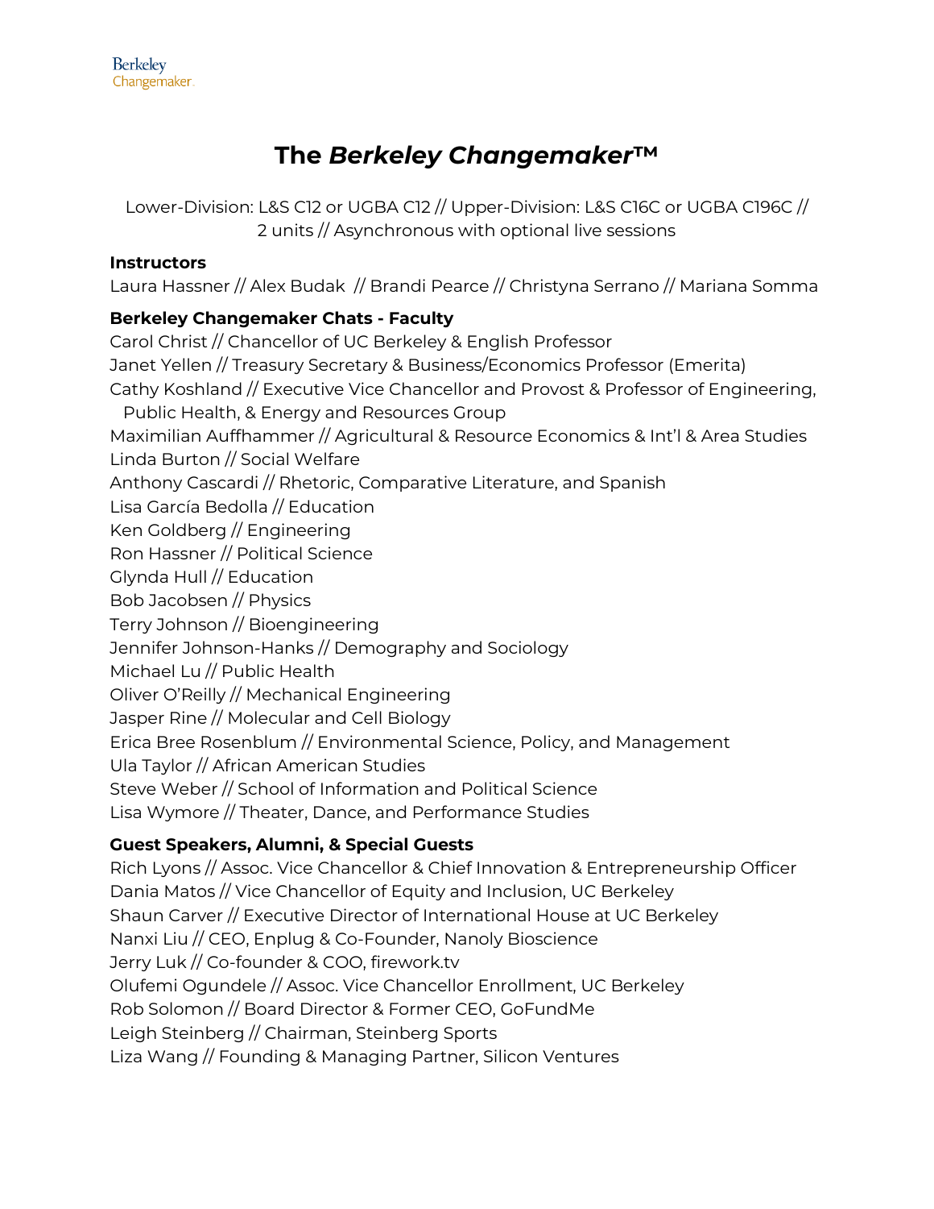Berkeley
Changemaker

# The *Berkeley Changemaker*™

Lower-Division: L&S C12 or UGBA C12 // Upper-Division: L&S C16C or UGBA C196C // 2 units // Asynchronous with optional live sessions

**Instructors**

Laura Hassner // Alex Budak // Brandi Pearce // Christyna Serrano // Mariana Somma

**Berkeley Changemaker Chats - Faculty**

Carol Christ // Chancellor of UC Berkeley & English Professor
Janet Yellen // Treasury Secretary & Business/Economics Professor (Emerita)
Cathy Koshland // Executive Vice Chancellor and Provost & Professor of Engineering, Public Health, & Energy and Resources Group
Maximilian Auffhammer // Agricultural & Resource Economics & Int'l & Area Studies
Linda Burton // Social Welfare
Anthony Cascardi // Rhetoric, Comparative Literature, and Spanish
Lisa García Bedolla // Education
Ken Goldberg // Engineering
Ron Hassner // Political Science
Glynda Hull // Education
Bob Jacobsen // Physics
Terry Johnson // Bioengineering
Jennifer Johnson-Hanks // Demography and Sociology
Michael Lu // Public Health
Oliver O'Reilly // Mechanical Engineering
Jasper Rine // Molecular and Cell Biology
Erica Bree Rosenblum // Environmental Science, Policy, and Management
Ula Taylor // African American Studies
Steve Weber // School of Information and Political Science
Lisa Wymore // Theater, Dance, and Performance Studies

**Guest Speakers, Alumni, & Special Guests**

Rich Lyons // Assoc. Vice Chancellor & Chief Innovation & Entrepreneurship Officer
Dania Matos // Vice Chancellor of Equity and Inclusion, UC Berkeley
Shaun Carver // Executive Director of International House at UC Berkeley
Nanxi Liu // CEO, Enplug & Co-Founder, Nanoly Bioscience
Jerry Luk // Co-founder & COO, firework.tv
Olufemi Ogundele // Assoc. Vice Chancellor Enrollment, UC Berkeley
Rob Solomon // Board Director & Former CEO, GoFundMe
Leigh Steinberg // Chairman, Steinberg Sports
Liza Wang // Founding & Managing Partner, Silicon Ventures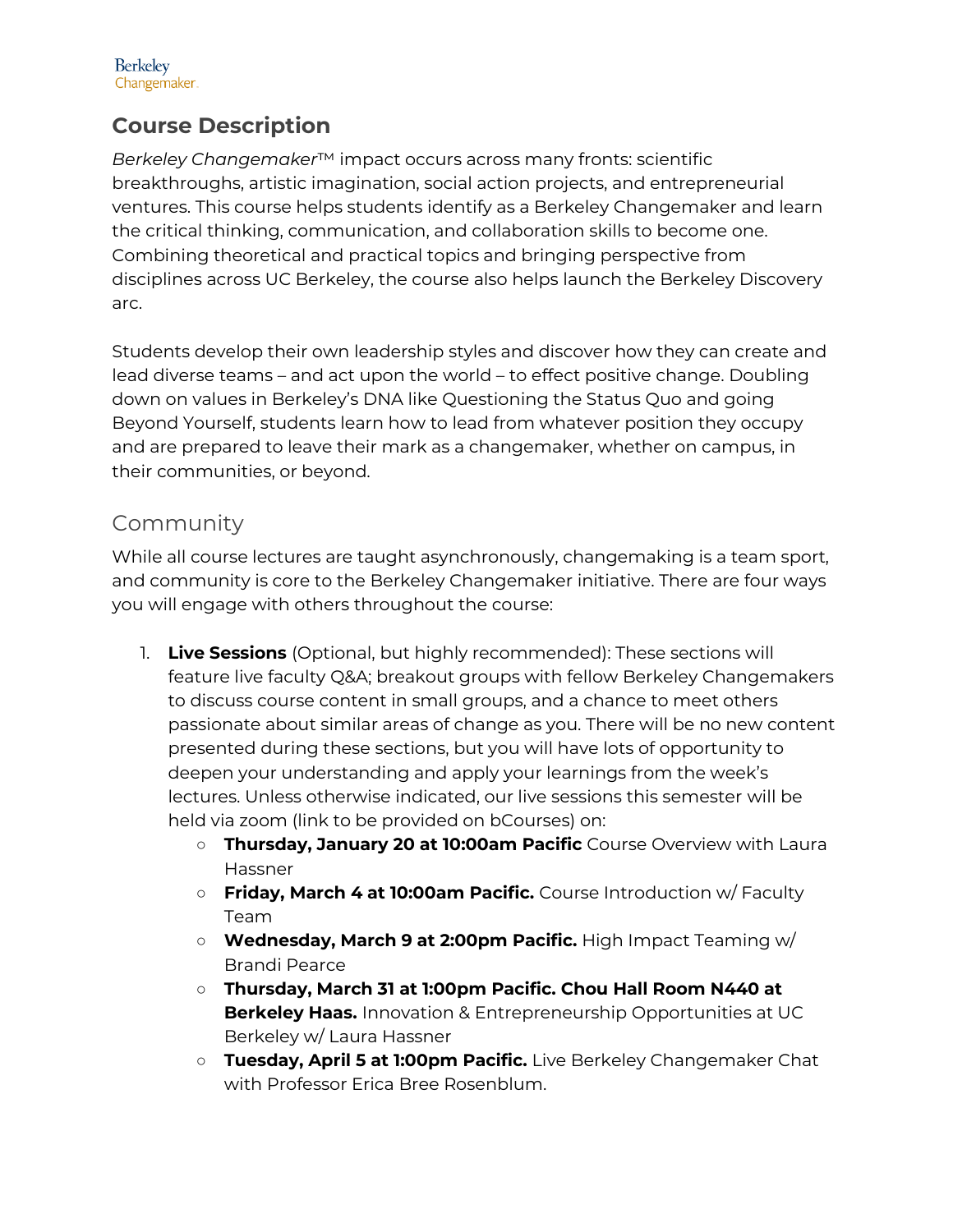## Course Description

*Berkeley Changemaker*™ impact occurs across many fronts: scientific breakthroughs, artistic imagination, social action projects, and entrepreneurial ventures. This course helps students identify as a Berkeley Changemaker and learn the critical thinking, communication, and collaboration skills to become one. Combining theoretical and practical topics and bringing perspective from disciplines across UC Berkeley, the course also helps launch the Berkeley Discovery arc.

Students develop their own leadership styles and discover how they can create and lead diverse teams – and act upon the world – to effect positive change. Doubling down on values in Berkeley's DNA like Questioning the Status Quo and going Beyond Yourself, students learn how to lead from whatever position they occupy and are prepared to leave their mark as a changemaker, whether on campus, in their communities, or beyond.

### Community

While all course lectures are taught asynchronously, changemaking is a team sport, and community is core to the Berkeley Changemaker initiative. There are four ways you will engage with others throughout the course:

1. **Live Sessions** (Optional, but highly recommended): These sections will feature live faculty Q&A; breakout groups with fellow Berkeley Changemakers to discuss course content in small groups, and a chance to meet others passionate about similar areas of change as you. There will be no new content presented during these sections, but you will have lots of opportunity to deepen your understanding and apply your learnings from the week's lectures. Unless otherwise indicated, our live sessions this semester will be held via zoom (link to be provided on bCourses) on:
    - **Thursday, January 20 at 10:00am Pacific** Course Overview with Laura Hassner
    - **Friday, March 4 at 10:00am Pacific.** Course Introduction w/ Faculty Team
    - **Wednesday, March 9 at 2:00pm Pacific.** High Impact Teaming w/ Brandi Pearce
    - **Thursday, March 31 at 1:00pm Pacific. Chou Hall Room N440 at Berkeley Haas.** Innovation & Entrepreneurship Opportunities at UC Berkeley w/ Laura Hassner
    - **Tuesday, April 5 at 1:00pm Pacific.** Live Berkeley Changemaker Chat with Professor Erica Bree Rosenblum.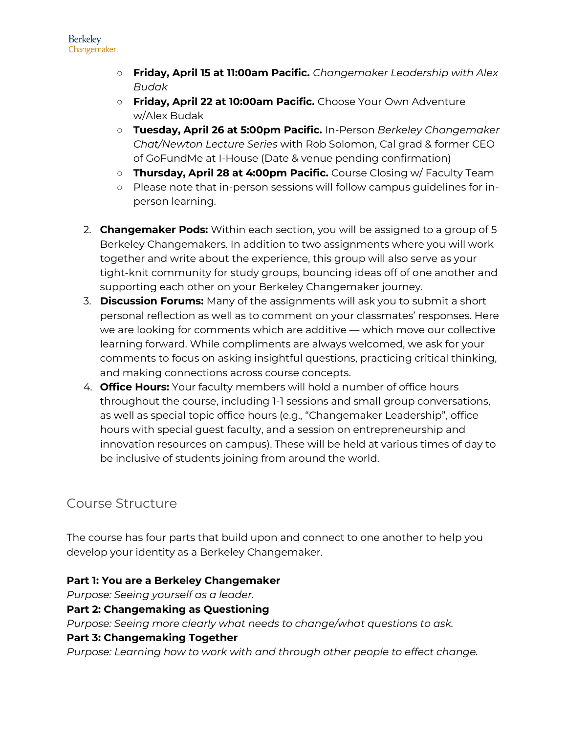- **Friday, April 15 at 11:00am Pacific.** *Changemaker Leadership with Alex Budak*
- **Friday, April 22 at 10:00am Pacific.** Choose Your Own Adventure w/Alex Budak
- **Tuesday, April 26 at 5:00pm Pacific.** In-Person *Berkeley Changemaker Chat/Newton Lecture Series* with Rob Solomon, Cal grad & former CEO of GoFundMe at I-House (Date & venue pending confirmation)
- **Thursday, April 28 at 4:00pm Pacific.** Course Closing w/ Faculty Team
- Please note that in-person sessions will follow campus guidelines for in-person learning.

2. **Changemaker Pods:** Within each section, you will be assigned to a group of 5 Berkeley Changemakers. In addition to two assignments where you will work together and write about the experience, this group will also serve as your tight-knit community for study groups, bouncing ideas off of one another and supporting each other on your Berkeley Changemaker journey.
3. **Discussion Forums:** Many of the assignments will ask you to submit a short personal reflection as well as to comment on your classmates' responses. Here we are looking for comments which are additive — which move our collective learning forward. While compliments are always welcomed, we ask for your comments to focus on asking insightful questions, practicing critical thinking, and making connections across course concepts.
4. **Office Hours:** Your faculty members will hold a number of office hours throughout the course, including 1-1 sessions and small group conversations, as well as special topic office hours (e.g., "Changemaker Leadership", office hours with special guest faculty, and a session on entrepreneurship and innovation resources on campus). These will be held at various times of day to be inclusive of students joining from around the world.

## Course Structure

The course has four parts that build upon and connect to one another to help you develop your identity as a Berkeley Changemaker.

**Part 1: You are a Berkeley Changemaker**
*Purpose: Seeing yourself as a leader.*
**Part 2: Changemaking as Questioning**
*Purpose: Seeing more clearly what needs to change/what questions to ask.*
**Part 3: Changemaking Together**
*Purpose: Learning how to work with and through other people to effect change.*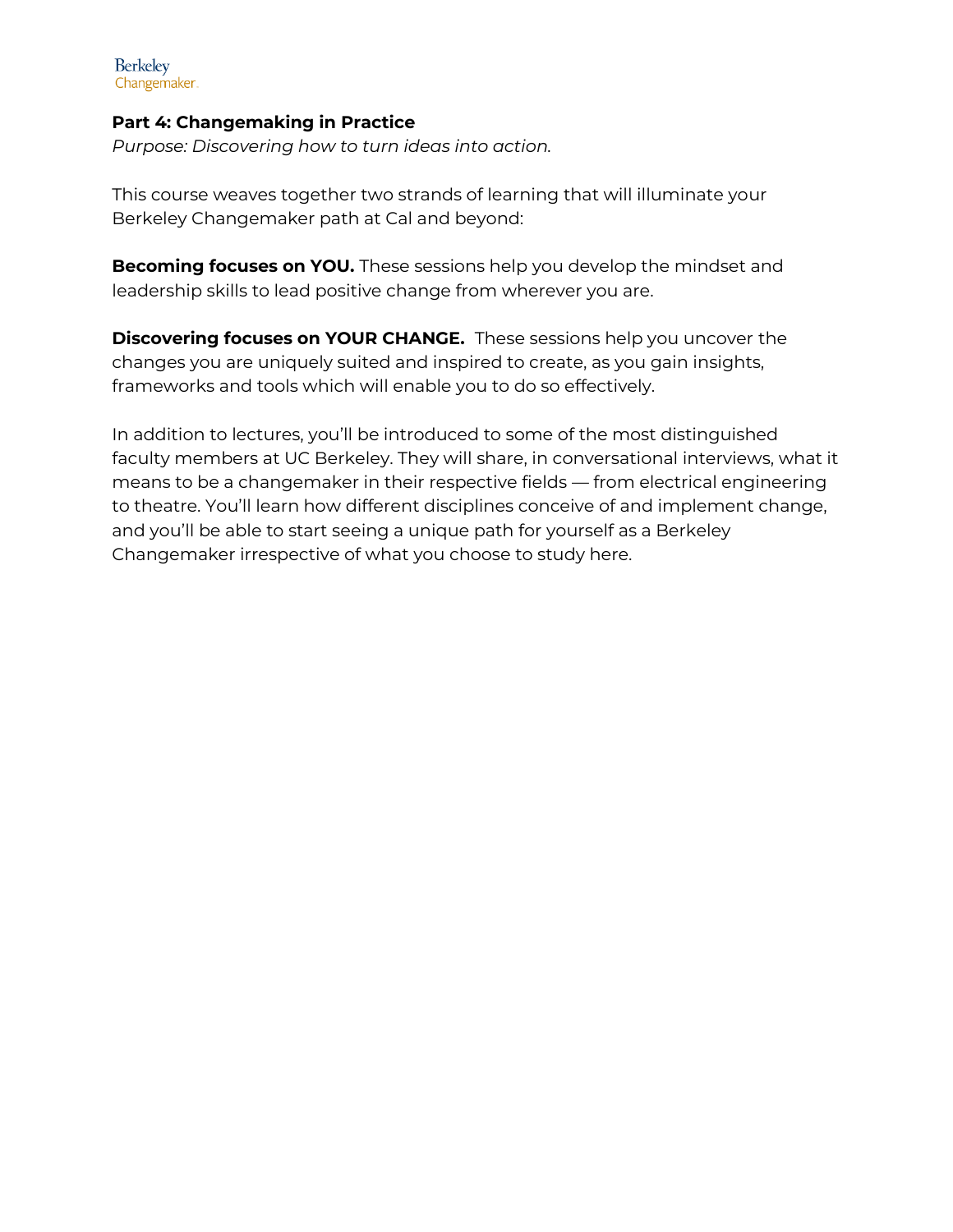**Part 4: Changemaking in Practice**

*Purpose: Discovering how to turn ideas into action.*

This course weaves together two strands of learning that will illuminate your Berkeley Changemaker path at Cal and beyond:

**Becoming focuses on YOU.** These sessions help you develop the mindset and leadership skills to lead positive change from wherever you are.

**Discovering focuses on YOUR CHANGE.** These sessions help you uncover the changes you are uniquely suited and inspired to create, as you gain insights, frameworks and tools which will enable you to do so effectively.

In addition to lectures, you'll be introduced to some of the most distinguished faculty members at UC Berkeley. They will share, in conversational interviews, what it means to be a changemaker in their respective fields — from electrical engineering to theatre. You'll learn how different disciplines conceive of and implement change, and you'll be able to start seeing a unique path for yourself as a Berkeley Changemaker irrespective of what you choose to study here.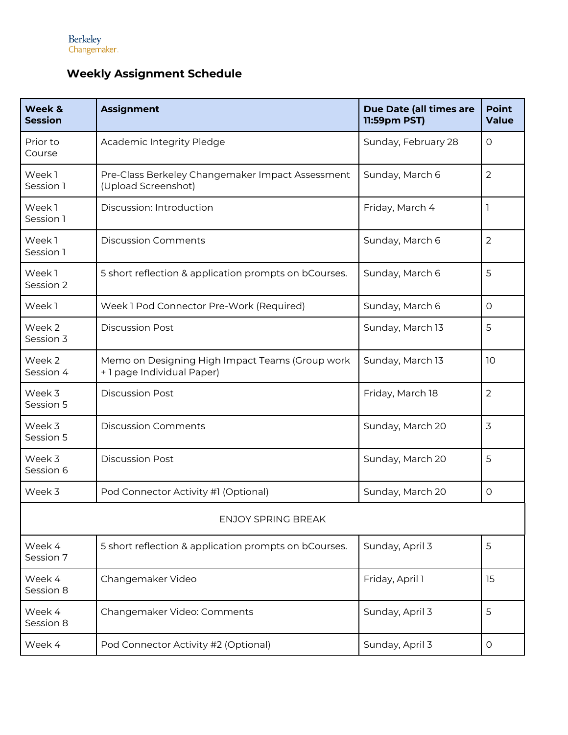Berkeley
Changemaker

## Weekly Assignment Schedule

| Week & Session | Assignment | Due Date (all times are 11:59pm PST) | Point Value |
|---|---|---|---|
| Prior to Course | Academic Integrity Pledge | Sunday, February 28 | 0 |
| Week 1 Session 1 | Pre-Class Berkeley Changemaker Impact Assessment (Upload Screenshot) | Sunday, March 6 | 2 |
| Week 1 Session 1 | Discussion: Introduction | Friday, March 4 | 1 |
| Week 1 Session 1 | Discussion Comments | Sunday, March 6 | 2 |
| Week 1 Session 2 | 5 short reflection & application prompts on bCourses. | Sunday, March 6 | 5 |
| Week 1 | Week 1 Pod Connector Pre-Work (Required) | Sunday, March 6 | 0 |
| Week 2 Session 3 | Discussion Post | Sunday, March 13 | 5 |
| Week 2 Session 4 | Memo on Designing High Impact Teams (Group work + 1 page Individual Paper) | Sunday, March 13 | 10 |
| Week 3 Session 5 | Discussion Post | Friday, March 18 | 2 |
| Week 3 Session 5 | Discussion Comments | Sunday, March 20 | 3 |
| Week 3 Session 6 | Discussion Post | Sunday, March 20 | 5 |
| Week 3 | Pod Connector Activity #1 (Optional) | Sunday, March 20 | 0 |
| ENJOY SPRING BREAK | | | |
| Week 4 Session 7 | 5 short reflection & application prompts on bCourses. | Sunday, April 3 | 5 |
| Week 4 Session 8 | Changemaker Video | Friday, April 1 | 15 |
| Week 4 Session 8 | Changemaker Video: Comments | Sunday, April 3 | 5 |
| Week 4 | Pod Connector Activity #2 (Optional) | Sunday, April 3 | 0 |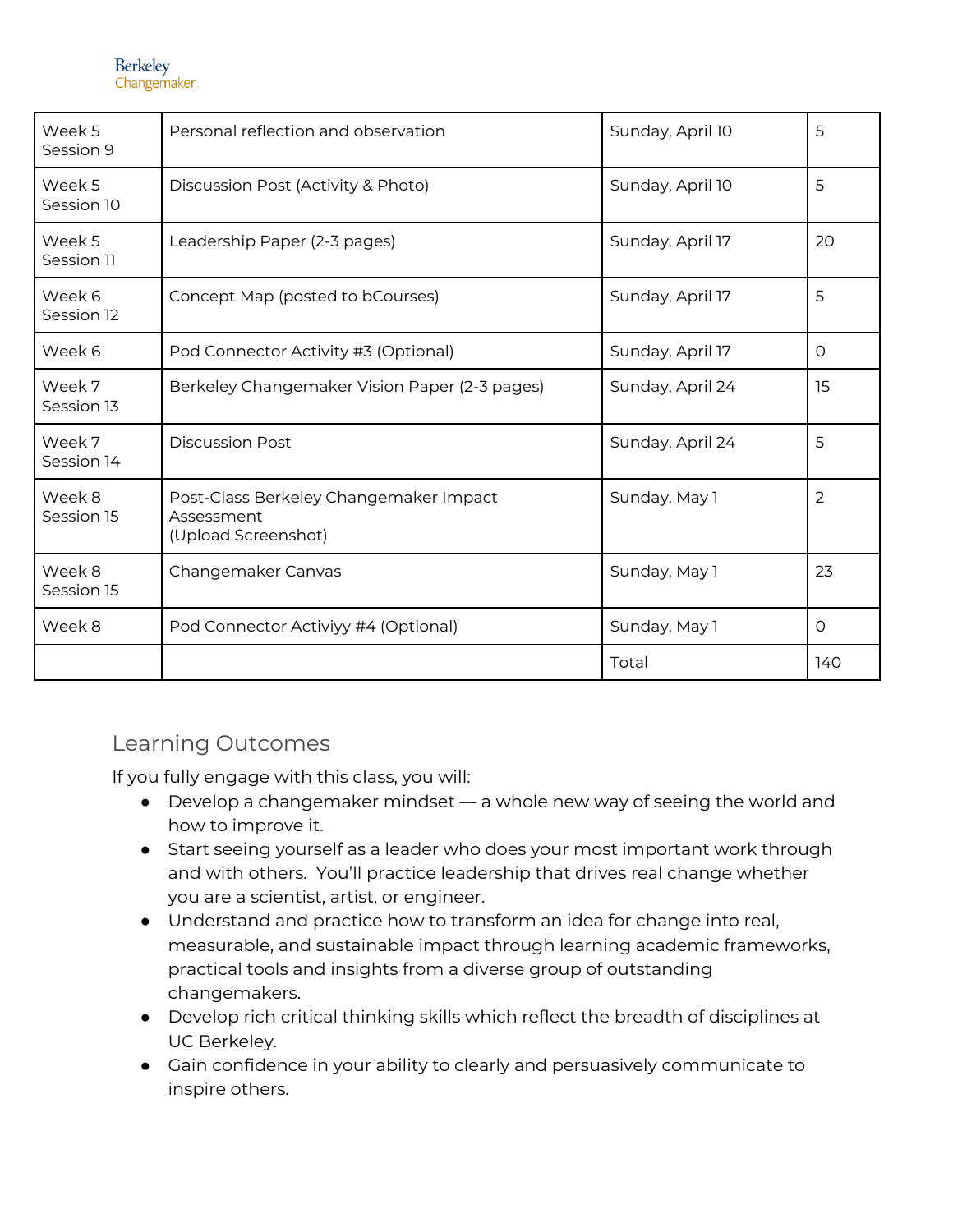| | | | |
|---|---|---|---|
| Week 5 Session 9 | Personal reflection and observation | Sunday, April 10 | 5 |
| Week 5 Session 10 | Discussion Post (Activity & Photo) | Sunday, April 10 | 5 |
| Week 5 Session 11 | Leadership Paper (2-3 pages) | Sunday, April 17 | 20 |
| Week 6 Session 12 | Concept Map (posted to bCourses) | Sunday, April 17 | 5 |
| Week 6 | Pod Connector Activity #3 (Optional) | Sunday, April 17 | 0 |
| Week 7 Session 13 | Berkeley Changemaker Vision Paper (2-3 pages) | Sunday, April 24 | 15 |
| Week 7 Session 14 | Discussion Post | Sunday, April 24 | 5 |
| Week 8 Session 15 | Post-Class Berkeley Changemaker Impact Assessment (Upload Screenshot) | Sunday, May 1 | 2 |
| Week 8 Session 15 | Changemaker Canvas | Sunday, May 1 | 23 |
| Week 8 | Pod Connector Activiyy #4 (Optional) | Sunday, May 1 | 0 |
| | | Total | 140 |

## Learning Outcomes

If you fully engage with this class, you will:

- Develop a changemaker mindset — a whole new way of seeing the world and how to improve it.
- Start seeing yourself as a leader who does your most important work through and with others. You'll practice leadership that drives real change whether you are a scientist, artist, or engineer.
- Understand and practice how to transform an idea for change into real, measurable, and sustainable impact through learning academic frameworks, practical tools and insights from a diverse group of outstanding changemakers.
- Develop rich critical thinking skills which reflect the breadth of disciplines at UC Berkeley.
- Gain confidence in your ability to clearly and persuasively communicate to inspire others.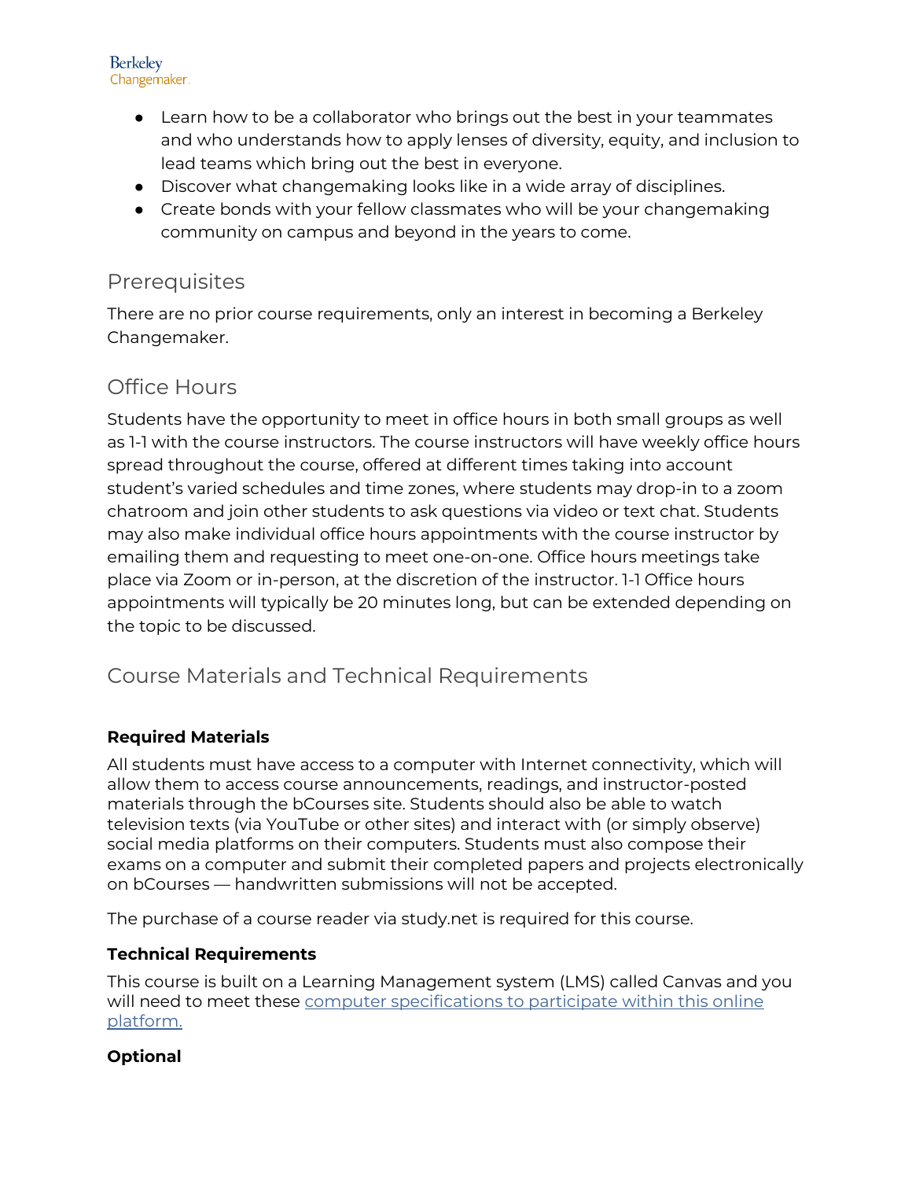- Learn how to be a collaborator who brings out the best in your teammates and who understands how to apply lenses of diversity, equity, and inclusion to lead teams which bring out the best in everyone.
- Discover what changemaking looks like in a wide array of disciplines.
- Create bonds with your fellow classmates who will be your changemaking community on campus and beyond in the years to come.

## Prerequisites

There are no prior course requirements, only an interest in becoming a Berkeley Changemaker.

## Office Hours

Students have the opportunity to meet in office hours in both small groups as well as 1-1 with the course instructors. The course instructors will have weekly office hours spread throughout the course, offered at different times taking into account student's varied schedules and time zones, where students may drop-in to a zoom chatroom and join other students to ask questions via video or text chat. Students may also make individual office hours appointments with the course instructor by emailing them and requesting to meet one-on-one. Office hours meetings take place via Zoom or in-person, at the discretion of the instructor. 1-1 Office hours appointments will typically be 20 minutes long, but can be extended depending on the topic to be discussed.

## Course Materials and Technical Requirements

**Required Materials**

All students must have access to a computer with Internet connectivity, which will allow them to access course announcements, readings, and instructor-posted materials through the bCourses site. Students should also be able to watch television texts (via YouTube or other sites) and interact with (or simply observe) social media platforms on their computers. Students must also compose their exams on a computer and submit their completed papers and projects electronically on bCourses — handwritten submissions will not be accepted.

The purchase of a course reader via study.net is required for this course.

**Technical Requirements**

This course is built on a Learning Management system (LMS) called Canvas and you will need to meet these computer specifications to participate within this online platform.

**Optional**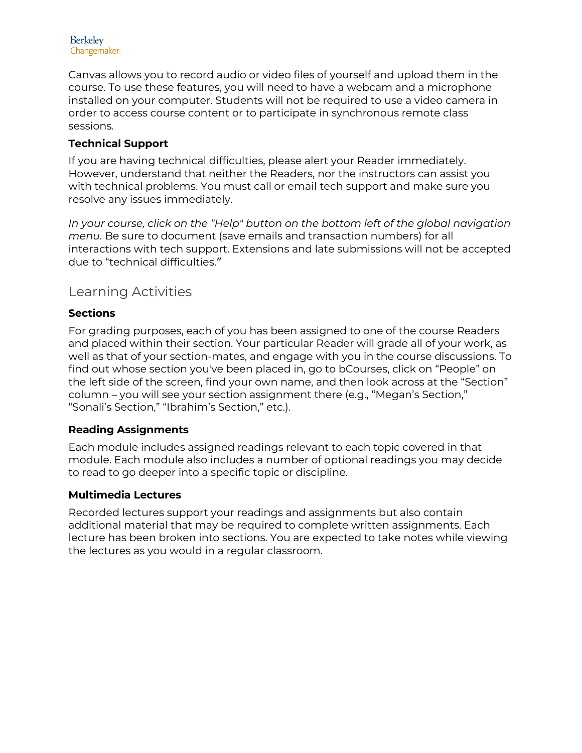Canvas allows you to record audio or video files of yourself and upload them in the course. To use these features, you will need to have a webcam and a microphone installed on your computer. Students will not be required to use a video camera in order to access course content or to participate in synchronous remote class sessions.

### Technical Support

If you are having technical difficulties, please alert your Reader immediately. However, understand that neither the Readers, nor the instructors can assist you with technical problems. You must call or email tech support and make sure you resolve any issues immediately.

*In your course, click on the "Help" button on the bottom left of the global navigation menu.* Be sure to document (save emails and transaction numbers) for all interactions with tech support. Extensions and late submissions will not be accepted due to “technical difficulties.”

## Learning Activities

### Sections

For grading purposes, each of you has been assigned to one of the course Readers and placed within their section. Your particular Reader will grade all of your work, as well as that of your section-mates, and engage with you in the course discussions. To find out whose section you've been placed in, go to bCourses, click on “People” on the left side of the screen, find your own name, and then look across at the “Section” column – you will see your section assignment there (e.g., “Megan’s Section,” “Sonali’s Section,” “Ibrahim’s Section,” etc.).

### Reading Assignments

Each module includes assigned readings relevant to each topic covered in that module. Each module also includes a number of optional readings you may decide to read to go deeper into a specific topic or discipline.

### Multimedia Lectures

Recorded lectures support your readings and assignments but also contain additional material that may be required to complete written assignments. Each lecture has been broken into sections. You are expected to take notes while viewing the lectures as you would in a regular classroom.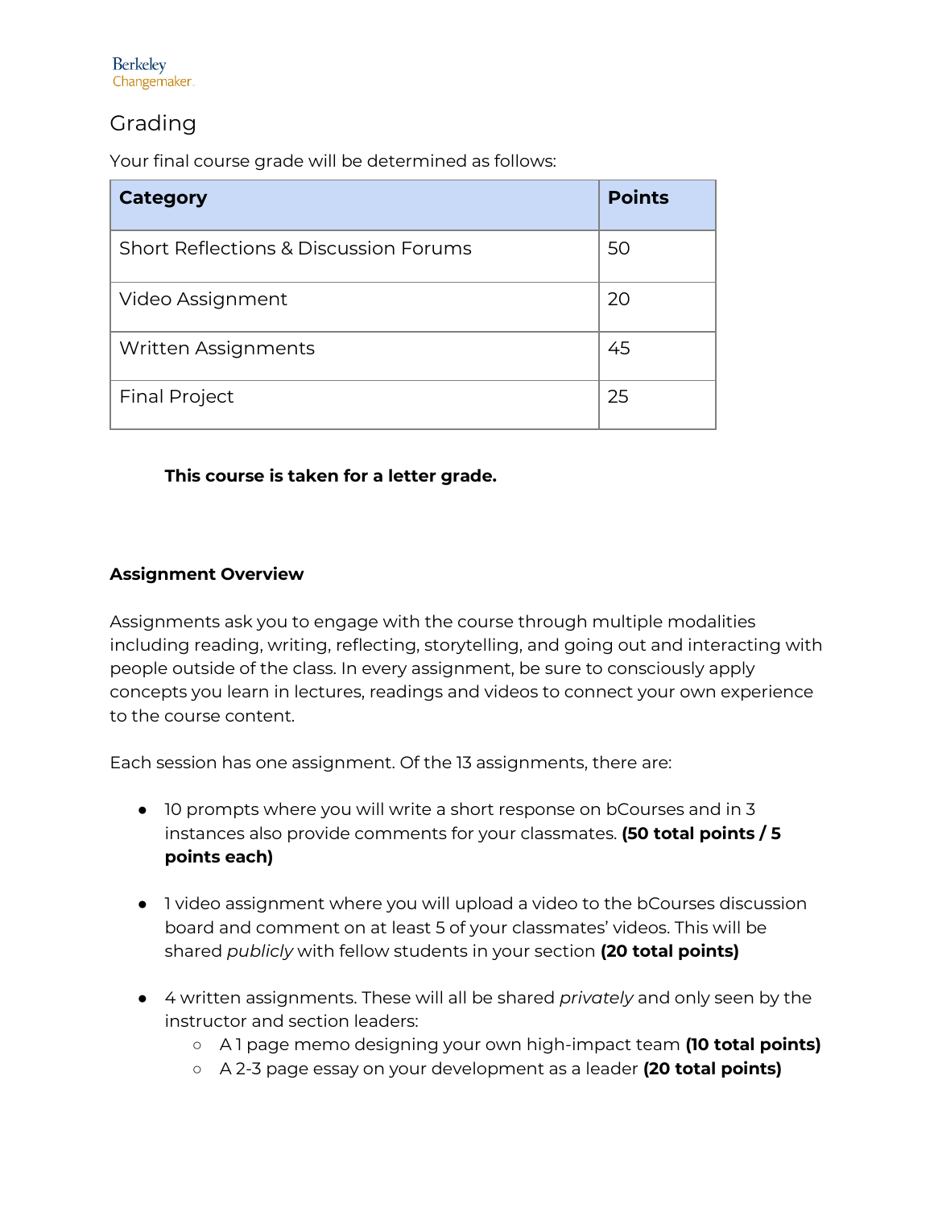## Grading

Your final course grade will be determined as follows:

| Category | Points |
|---|---|
| Short Reflections & Discussion Forums | 50 |
| Video Assignment | 20 |
| Written Assignments | 45 |
| Final Project | 25 |

**This course is taken for a letter grade.**

**Assignment Overview**

Assignments ask you to engage with the course through multiple modalities including reading, writing, reflecting, storytelling, and going out and interacting with people outside of the class. In every assignment, be sure to consciously apply concepts you learn in lectures, readings and videos to connect your own experience to the course content.

Each session has one assignment. Of the 13 assignments, there are:

- 10 prompts where you will write a short response on bCourses and in 3 instances also provide comments for your classmates. **(50 total points / 5 points each)**
- 1 video assignment where you will upload a video to the bCourses discussion board and comment on at least 5 of your classmates' videos. This will be shared *publicly* with fellow students in your section **(20 total points)**
- 4 written assignments. These will all be shared *privately* and only seen by the instructor and section leaders:
    - A 1 page memo designing your own high-impact team **(10 total points)**
    - A 2-3 page essay on your development as a leader **(20 total points)**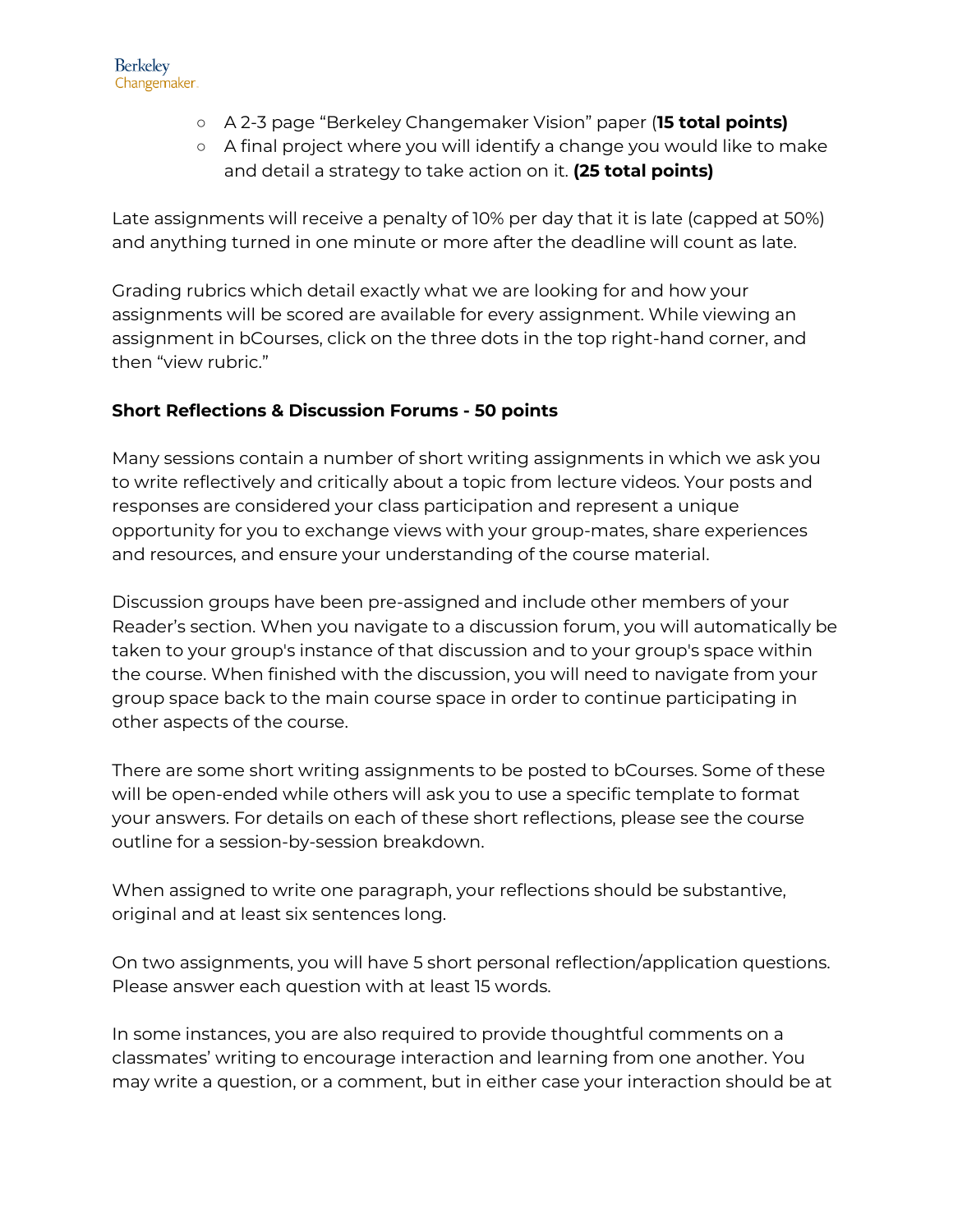- A 2-3 page "Berkeley Changemaker Vision" paper (**15 total points)**
- A final project where you will identify a change you would like to make and detail a strategy to take action on it. **(25 total points)**

Late assignments will receive a penalty of 10% per day that it is late (capped at 50%) and anything turned in one minute or more after the deadline will count as late.

Grading rubrics which detail exactly what we are looking for and how your assignments will be scored are available for every assignment. While viewing an assignment in bCourses, click on the three dots in the top right-hand corner, and then "view rubric."

**Short Reflections & Discussion Forums - 50 points**

Many sessions contain a number of short writing assignments in which we ask you to write reflectively and critically about a topic from lecture videos. Your posts and responses are considered your class participation and represent a unique opportunity for you to exchange views with your group-mates, share experiences and resources, and ensure your understanding of the course material.

Discussion groups have been pre-assigned and include other members of your Reader's section. When you navigate to a discussion forum, you will automatically be taken to your group's instance of that discussion and to your group's space within the course. When finished with the discussion, you will need to navigate from your group space back to the main course space in order to continue participating in other aspects of the course.

There are some short writing assignments to be posted to bCourses. Some of these will be open-ended while others will ask you to use a specific template to format your answers. For details on each of these short reflections, please see the course outline for a session-by-session breakdown.

When assigned to write one paragraph, your reflections should be substantive, original and at least six sentences long.

On two assignments, you will have 5 short personal reflection/application questions. Please answer each question with at least 15 words.

In some instances, you are also required to provide thoughtful comments on a classmates' writing to encourage interaction and learning from one another. You may write a question, or a comment, but in either case your interaction should be at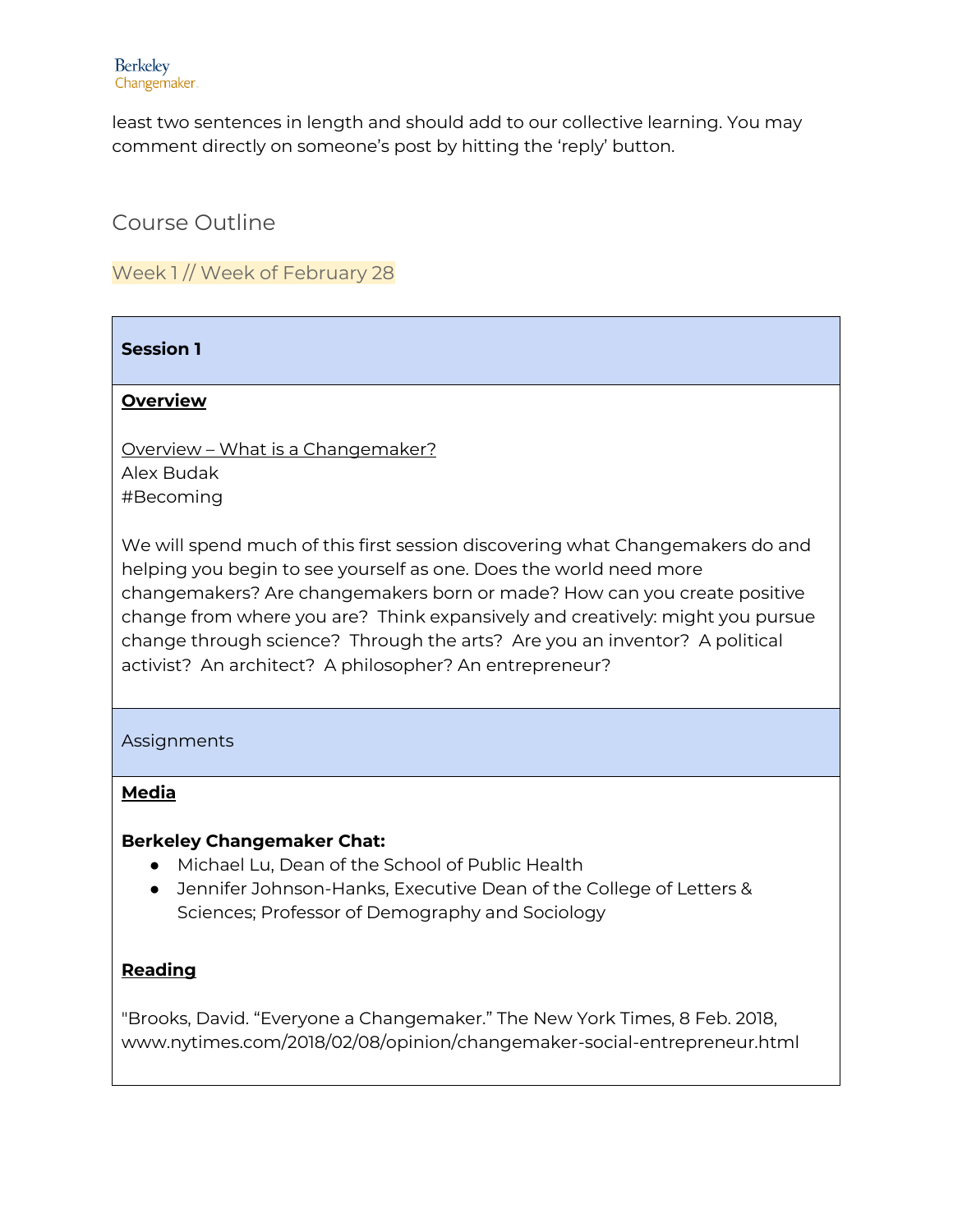least two sentences in length and should add to our collective learning. You may comment directly on someone's post by hitting the 'reply' button.

## Course Outline

### Week 1 // Week of February 28

| **Session 1** |
| --- |
| **Overview**<br><br>Overview – What is a Changemaker?<br>Alex Budak<br>#Becoming<br><br>We will spend much of this first session discovering what Changemakers do and helping you begin to see yourself as one. Does the world need more changemakers? Are changemakers born or made? How can you create positive change from where you are? Think expansively and creatively: might you pursue change through science? Through the arts? Are you an inventor? A political activist? An architect? A philosopher? An entrepreneur? |
| Assignments |
| **Media**<br><br>**Berkeley Changemaker Chat:**<br>● Michael Lu, Dean of the School of Public Health<br>● Jennifer Johnson-Hanks, Executive Dean of the College of Letters & Sciences; Professor of Demography and Sociology<br><br>**Reading**<br><br>"Brooks, David. "Everyone a Changemaker." The New York Times, 8 Feb. 2018, www.nytimes.com/2018/02/08/opinion/changemaker-social-entrepreneur.html |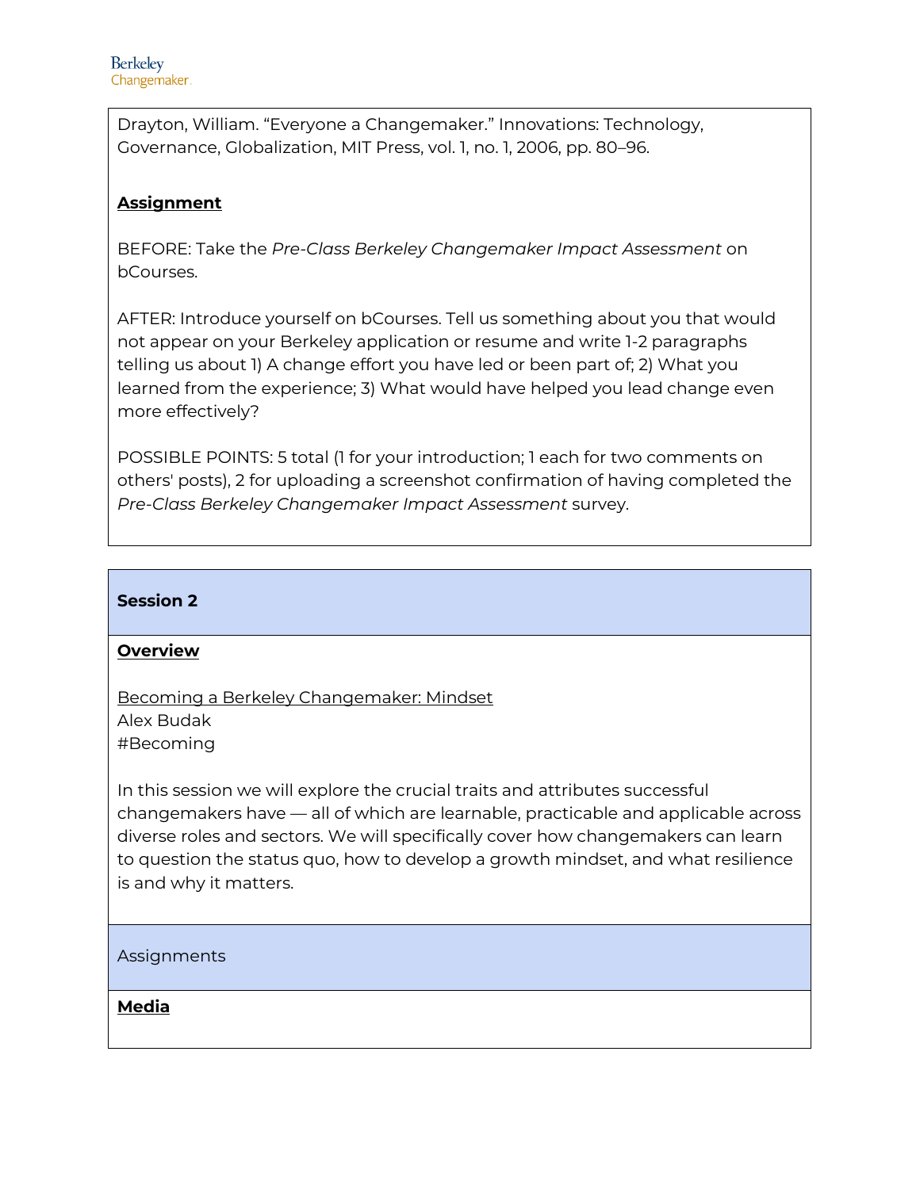Drayton, William. “Everyone a Changemaker.” Innovations: Technology, Governance, Globalization, MIT Press, vol. 1, no. 1, 2006, pp. 80–96.

**Assignment**

BEFORE: Take the *Pre-Class Berkeley Changemaker Impact Assessment* on bCourses.

AFTER: Introduce yourself on bCourses. Tell us something about you that would not appear on your Berkeley application or resume and write 1-2 paragraphs telling us about 1) A change effort you have led or been part of; 2) What you learned from the experience; 3) What would have helped you lead change even more effectively?

POSSIBLE POINTS: 5 total (1 for your introduction; 1 each for two comments on others' posts), 2 for uploading a screenshot confirmation of having completed the *Pre-Class Berkeley Changemaker Impact Assessment* survey.

## Session 2

**Overview**

Becoming a Berkeley Changemaker: Mindset
Alex Budak
#Becoming

In this session we will explore the crucial traits and attributes successful changemakers have — all of which are learnable, practicable and applicable across diverse roles and sectors. We will specifically cover how changemakers can learn to question the status quo, how to develop a growth mindset, and what resilience is and why it matters.

Assignments

**Media**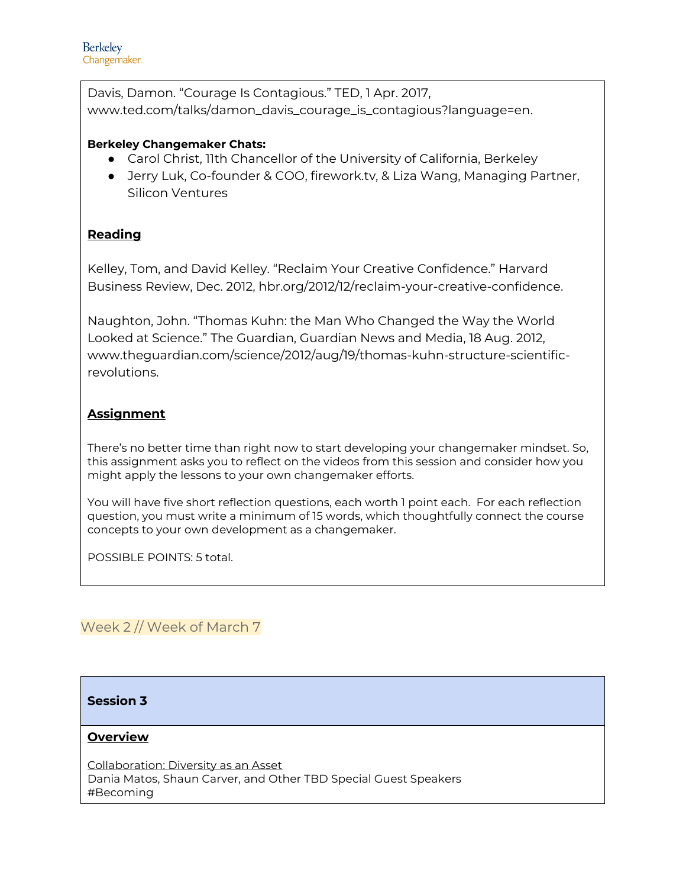Davis, Damon. “Courage Is Contagious.” TED, 1 Apr. 2017, www.ted.com/talks/damon_davis_courage_is_contagious?language=en.

**Berkeley Changemaker Chats:**

- Carol Christ, 11th Chancellor of the University of California, Berkeley
- Jerry Luk, Co-founder & COO, firework.tv, & Liza Wang, Managing Partner, Silicon Ventures

**Reading**

Kelley, Tom, and David Kelley. “Reclaim Your Creative Confidence.” Harvard Business Review, Dec. 2012, hbr.org/2012/12/reclaim-your-creative-confidence.

Naughton, John. “Thomas Kuhn: the Man Who Changed the Way the World Looked at Science.” The Guardian, Guardian News and Media, 18 Aug. 2012, www.theguardian.com/science/2012/aug/19/thomas-kuhn-structure-scientific-revolutions.

**Assignment**

There’s no better time than right now to start developing your changemaker mindset. So, this assignment asks you to reflect on the videos from this session and consider how you might apply the lessons to your own changemaker efforts.

You will have five short reflection questions, each worth 1 point each. For each reflection question, you must write a minimum of 15 words, which thoughtfully connect the course concepts to your own development as a changemaker.

POSSIBLE POINTS: 5 total.

## Week 2 // Week of March 7

### Session 3

**Overview**

Collaboration: Diversity as an Asset
Dania Matos, Shaun Carver, and Other TBD Special Guest Speakers
#Becoming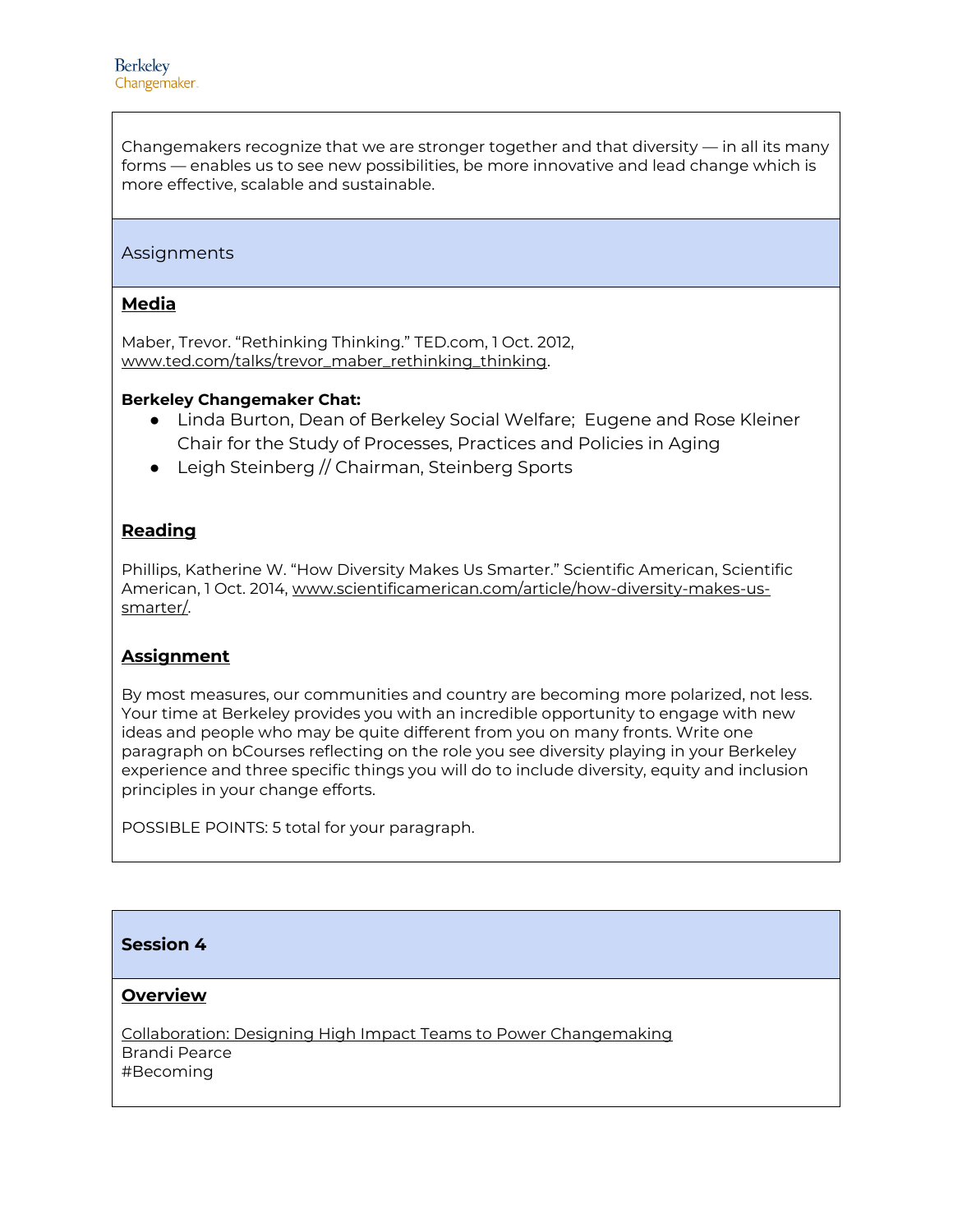Changemakers recognize that we are stronger together and that diversity — in all its many forms — enables us to see new possibilities, be more innovative and lead change which is more effective, scalable and sustainable.

## Assignments

**Media**

Maber, Trevor. “Rethinking Thinking.” TED.com, 1 Oct. 2012, www.ted.com/talks/trevor_maber_rethinking_thinking.

**Berkeley Changemaker Chat:**

- Linda Burton, Dean of Berkeley Social Welfare; Eugene and Rose Kleiner Chair for the Study of Processes, Practices and Policies in Aging
- Leigh Steinberg // Chairman, Steinberg Sports

**Reading**

Phillips, Katherine W. “How Diversity Makes Us Smarter.” Scientific American, Scientific American, 1 Oct. 2014, www.scientificamerican.com/article/how-diversity-makes-us-smarter/.

**Assignment**

By most measures, our communities and country are becoming more polarized, not less. Your time at Berkeley provides you with an incredible opportunity to engage with new ideas and people who may be quite different from you on many fronts. Write one paragraph on bCourses reflecting on the role you see diversity playing in your Berkeley experience and three specific things you will do to include diversity, equity and inclusion principles in your change efforts.

POSSIBLE POINTS: 5 total for your paragraph.

## Session 4

**Overview**

Collaboration: Designing High Impact Teams to Power Changemaking
Brandi Pearce
#Becoming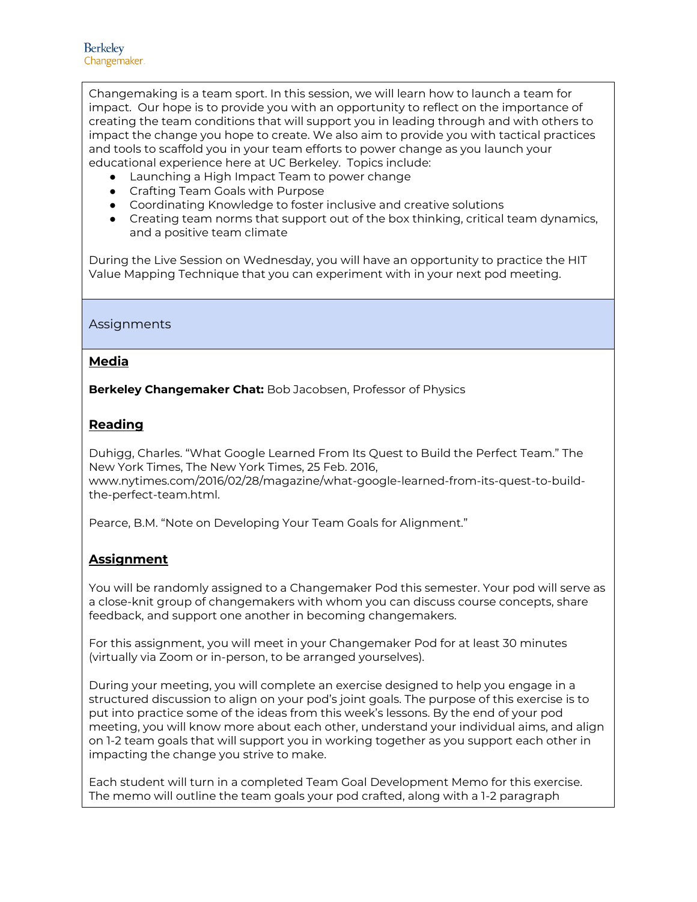Changemaking is a team sport. In this session, we will learn how to launch a team for impact. Our hope is to provide you with an opportunity to reflect on the importance of creating the team conditions that will support you in leading through and with others to impact the change you hope to create. We also aim to provide you with tactical practices and tools to scaffold you in your team efforts to power change as you launch your educational experience here at UC Berkeley. Topics include:

- Launching a High Impact Team to power change
- Crafting Team Goals with Purpose
- Coordinating Knowledge to foster inclusive and creative solutions
- Creating team norms that support out of the box thinking, critical team dynamics, and a positive team climate

During the Live Session on Wednesday, you will have an opportunity to practice the HIT Value Mapping Technique that you can experiment with in your next pod meeting.

## Assignments

### Media

**Berkeley Changemaker Chat:** Bob Jacobsen, Professor of Physics

### Reading

Duhigg, Charles. "What Google Learned From Its Quest to Build the Perfect Team." The New York Times, The New York Times, 25 Feb. 2016, www.nytimes.com/2016/02/28/magazine/what-google-learned-from-its-quest-to-build-the-perfect-team.html.

Pearce, B.M. "Note on Developing Your Team Goals for Alignment."

### Assignment

You will be randomly assigned to a Changemaker Pod this semester. Your pod will serve as a close-knit group of changemakers with whom you can discuss course concepts, share feedback, and support one another in becoming changemakers.

For this assignment, you will meet in your Changemaker Pod for at least 30 minutes (virtually via Zoom or in-person, to be arranged yourselves).

During your meeting, you will complete an exercise designed to help you engage in a structured discussion to align on your pod's joint goals. The purpose of this exercise is to put into practice some of the ideas from this week's lessons. By the end of your pod meeting, you will know more about each other, understand your individual aims, and align on 1-2 team goals that will support you in working together as you support each other in impacting the change you strive to make.

Each student will turn in a completed Team Goal Development Memo for this exercise. The memo will outline the team goals your pod crafted, along with a 1-2 paragraph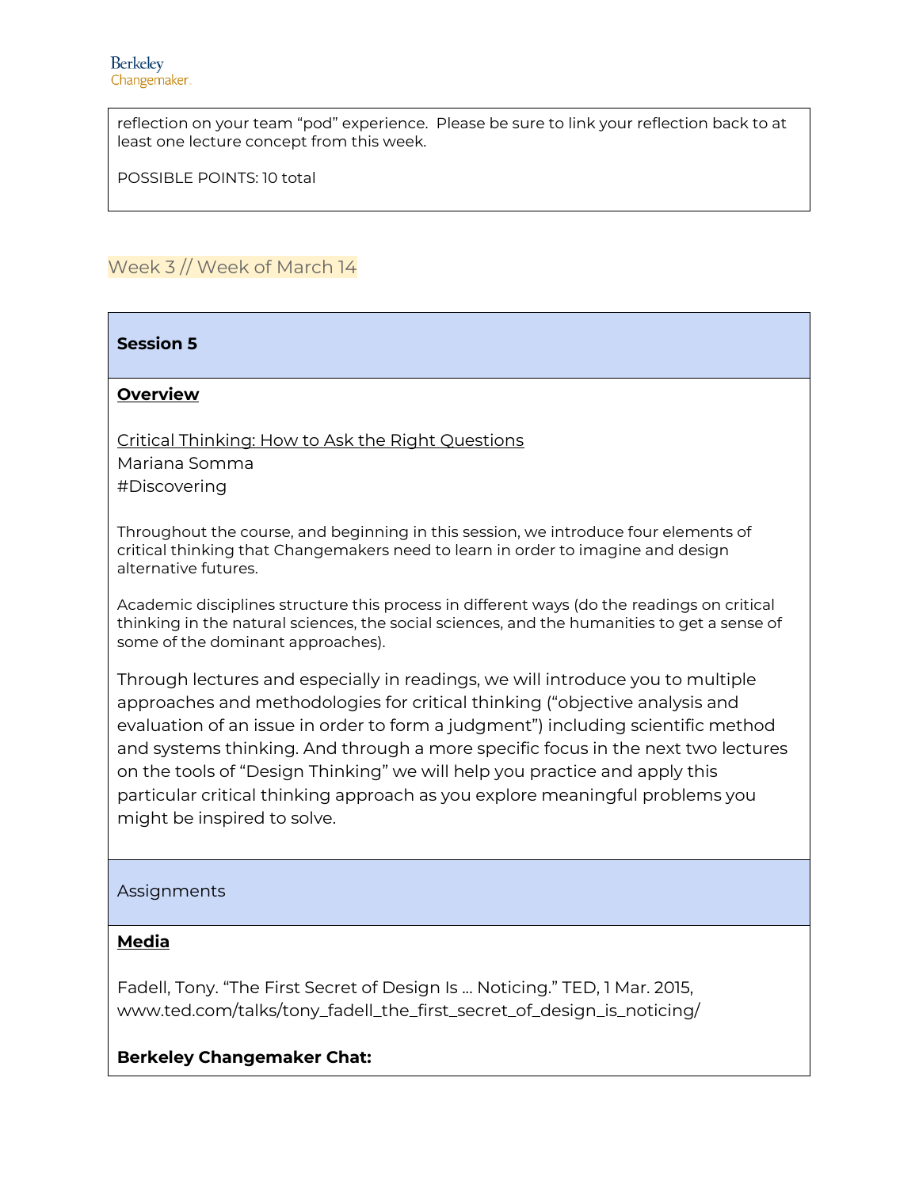reflection on your team "pod" experience. Please be sure to link your reflection back to at least one lecture concept from this week.

POSSIBLE POINTS: 10 total

## Week 3 // Week of March 14

### Session 5

**Overview**

Critical Thinking: How to Ask the Right Questions
Mariana Somma
#Discovering

Throughout the course, and beginning in this session, we introduce four elements of critical thinking that Changemakers need to learn in order to imagine and design alternative futures.

Academic disciplines structure this process in different ways (do the readings on critical thinking in the natural sciences, the social sciences, and the humanities to get a sense of some of the dominant approaches).

Through lectures and especially in readings, we will introduce you to multiple approaches and methodologies for critical thinking ("objective analysis and evaluation of an issue in order to form a judgment") including scientific method and systems thinking. And through a more specific focus in the next two lectures on the tools of "Design Thinking" we will help you practice and apply this particular critical thinking approach as you explore meaningful problems you might be inspired to solve.

Assignments

**Media**

Fadell, Tony. "The First Secret of Design Is ... Noticing." TED, 1 Mar. 2015, www.ted.com/talks/tony_fadell_the_first_secret_of_design_is_noticing/

**Berkeley Changemaker Chat:**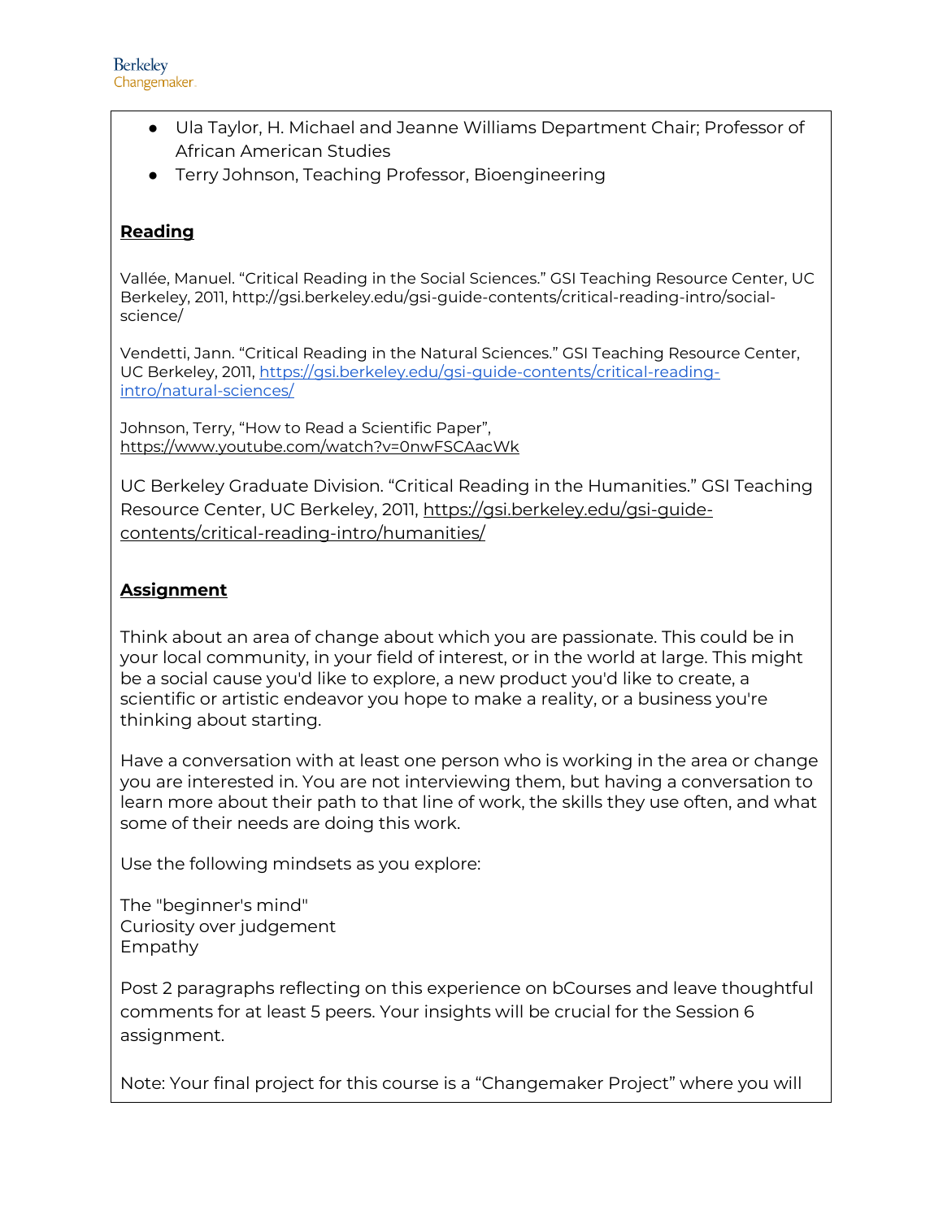- Ula Taylor, H. Michael and Jeanne Williams Department Chair; Professor of African American Studies
- Terry Johnson, Teaching Professor, Bioengineering

**Reading**

Vallée, Manuel. "Critical Reading in the Social Sciences." GSI Teaching Resource Center, UC Berkeley, 2011, http://gsi.berkeley.edu/gsi-guide-contents/critical-reading-intro/social-science/

Vendetti, Jann. "Critical Reading in the Natural Sciences." GSI Teaching Resource Center, UC Berkeley, 2011, https://gsi.berkeley.edu/gsi-guide-contents/critical-reading-intro/natural-sciences/

Johnson, Terry, "How to Read a Scientific Paper", https://www.youtube.com/watch?v=0nwFSCAacWk

UC Berkeley Graduate Division. "Critical Reading in the Humanities." GSI Teaching Resource Center, UC Berkeley, 2011, https://gsi.berkeley.edu/gsi-guide-contents/critical-reading-intro/humanities/

**Assignment**

Think about an area of change about which you are passionate. This could be in your local community, in your field of interest, or in the world at large. This might be a social cause you'd like to explore, a new product you'd like to create, a scientific or artistic endeavor you hope to make a reality, or a business you're thinking about starting.

Have a conversation with at least one person who is working in the area or change you are interested in. You are not interviewing them, but having a conversation to learn more about their path to that line of work, the skills they use often, and what some of their needs are doing this work.

Use the following mindsets as you explore:

The "beginner's mind"
Curiosity over judgement
Empathy

Post 2 paragraphs reflecting on this experience on bCourses and leave thoughtful comments for at least 5 peers. Your insights will be crucial for the Session 6 assignment.

Note: Your final project for this course is a "Changemaker Project" where you will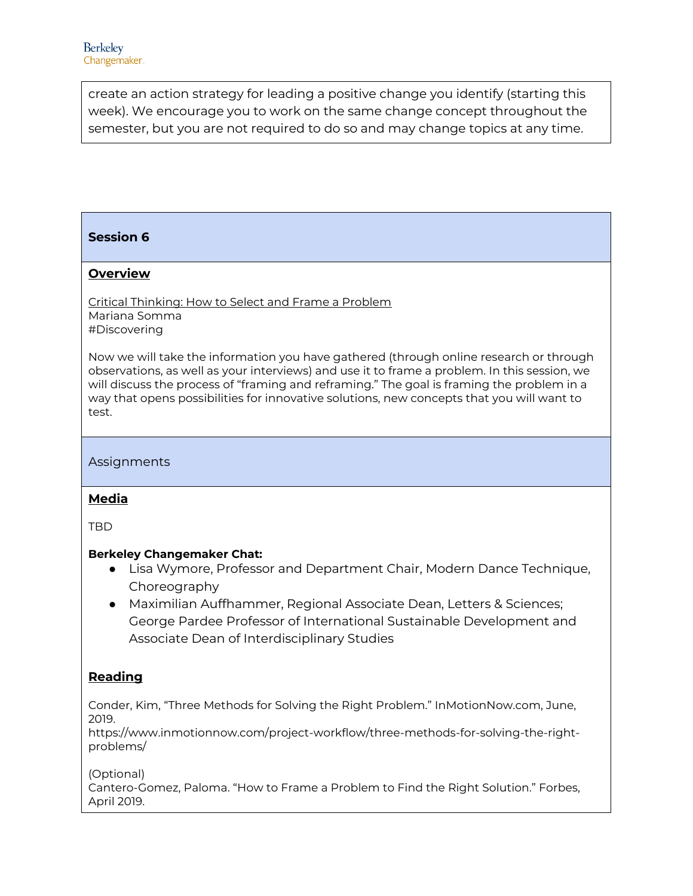create an action strategy for leading a positive change you identify (starting this week). We encourage you to work on the same change concept throughout the semester, but you are not required to do so and may change topics at any time.

## Session 6

### Overview

Critical Thinking: How to Select and Frame a Problem
Mariana Somma
#Discovering

Now we will take the information you have gathered (through online research or through observations, as well as your interviews) and use it to frame a problem. In this session, we will discuss the process of "framing and reframing." The goal is framing the problem in a way that opens possibilities for innovative solutions, new concepts that you will want to test.

### Assignments

### Media

TBD

**Berkeley Changemaker Chat:**

- Lisa Wymore, Professor and Department Chair, Modern Dance Technique, Choreography
- Maximilian Auffhammer, Regional Associate Dean, Letters & Sciences; George Pardee Professor of International Sustainable Development and Associate Dean of Interdisciplinary Studies

### Reading

Conder, Kim, "Three Methods for Solving the Right Problem." InMotionNow.com, June, 2019.
https://www.inmotionnow.com/project-workflow/three-methods-for-solving-the-right-problems/

(Optional)
Cantero-Gomez, Paloma. "How to Frame a Problem to Find the Right Solution." Forbes, April 2019.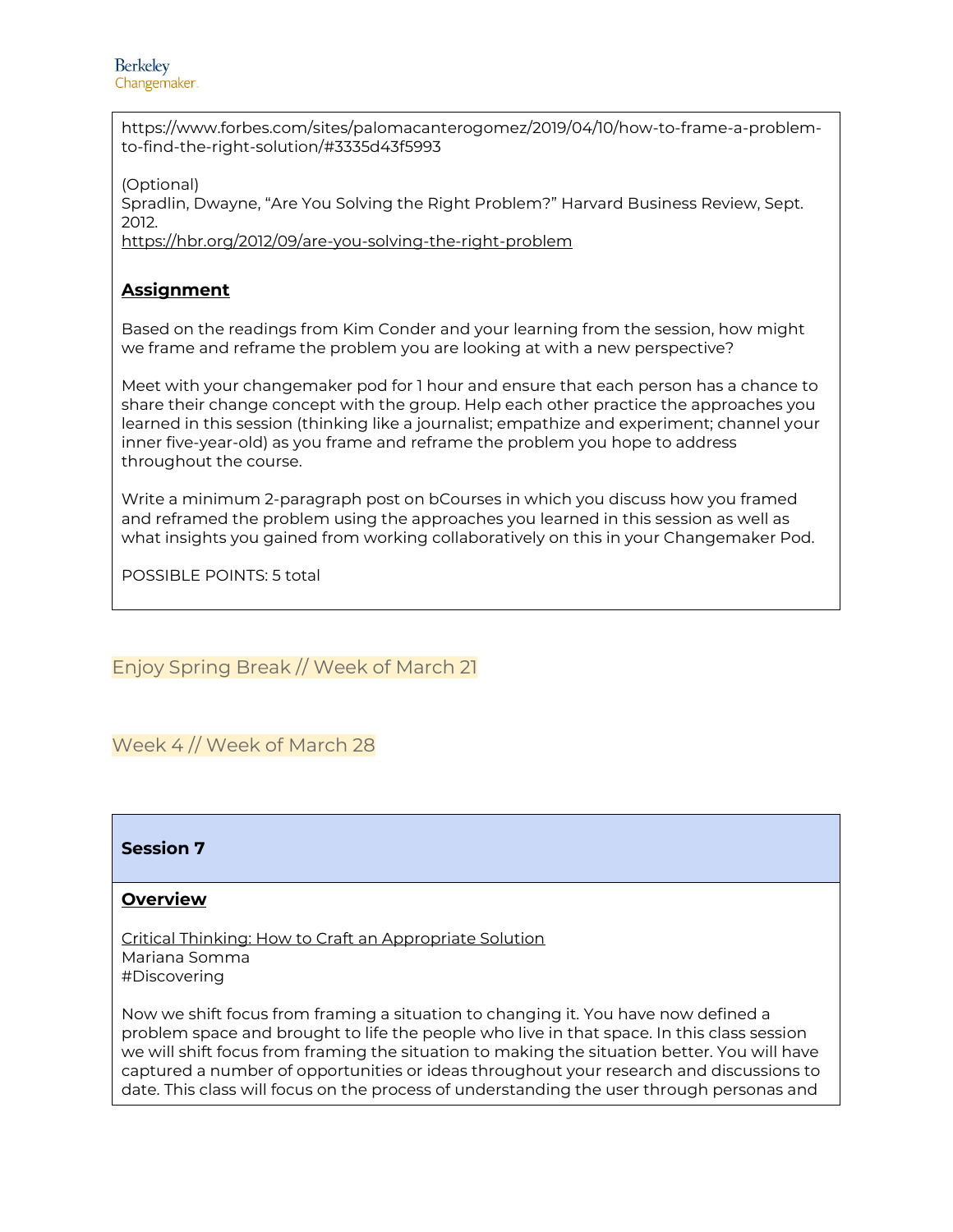https://www.forbes.com/sites/palomacanterogomez/2019/04/10/how-to-frame-a-problem-to-find-the-right-solution/#3335d43f5993

(Optional)
Spradlin, Dwayne, "Are You Solving the Right Problem?" Harvard Business Review, Sept. 2012.
https://hbr.org/2012/09/are-you-solving-the-right-problem

**Assignment**

Based on the readings from Kim Conder and your learning from the session, how might we frame and reframe the problem you are looking at with a new perspective?

Meet with your changemaker pod for 1 hour and ensure that each person has a chance to share their change concept with the group. Help each other practice the approaches you learned in this session (thinking like a journalist; empathize and experiment; channel your inner five-year-old) as you frame and reframe the problem you hope to address throughout the course.

Write a minimum 2-paragraph post on bCourses in which you discuss how you framed and reframed the problem using the approaches you learned in this session as well as what insights you gained from working collaboratively on this in your Changemaker Pod.

POSSIBLE POINTS: 5 total

## Enjoy Spring Break // Week of March 21

## Week 4 // Week of March 28

### Session 7

**Overview**

Critical Thinking: How to Craft an Appropriate Solution
Mariana Somma
#Discovering

Now we shift focus from framing a situation to changing it. You have now defined a problem space and brought to life the people who live in that space. In this class session we will shift focus from framing the situation to making the situation better. You will have captured a number of opportunities or ideas throughout your research and discussions to date. This class will focus on the process of understanding the user through personas and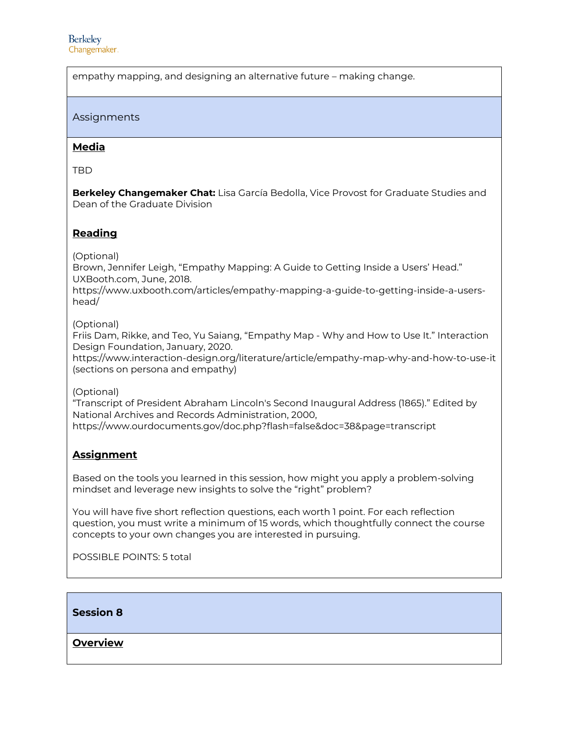empathy mapping, and designing an alternative future – making change.

## Assignments

**Media**

TBD

**Berkeley Changemaker Chat:** Lisa García Bedolla, Vice Provost for Graduate Studies and Dean of the Graduate Division

**Reading**

(Optional)
Brown, Jennifer Leigh, "Empathy Mapping: A Guide to Getting Inside a Users' Head." UXBooth.com, June, 2018.
https://www.uxbooth.com/articles/empathy-mapping-a-guide-to-getting-inside-a-users-head/

(Optional)
Friis Dam, Rikke, and Teo, Yu Saiang, "Empathy Map - Why and How to Use It." Interaction Design Foundation, January, 2020.
https://www.interaction-design.org/literature/article/empathy-map-why-and-how-to-use-it (sections on persona and empathy)

(Optional)
"Transcript of President Abraham Lincoln's Second Inaugural Address (1865)." Edited by National Archives and Records Administration, 2000,
https://www.ourdocuments.gov/doc.php?flash=false&doc=38&page=transcript

**Assignment**

Based on the tools you learned in this session, how might you apply a problem-solving mindset and leverage new insights to solve the "right" problem?

You will have five short reflection questions, each worth 1 point. For each reflection question, you must write a minimum of 15 words, which thoughtfully connect the course concepts to your own changes you are interested in pursuing.

POSSIBLE POINTS: 5 total

## Session 8

**Overview**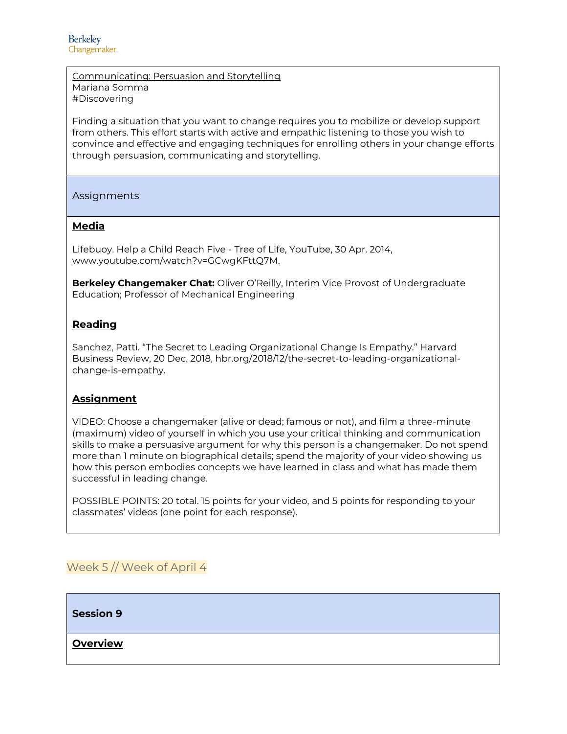Communicating: Persuasion and Storytelling
Mariana Somma
#Discovering

Finding a situation that you want to change requires you to mobilize or develop support from others. This effort starts with active and empathic listening to those you wish to convince and effective and engaging techniques for enrolling others in your change efforts through persuasion, communicating and storytelling.

## Assignments

### Media

Lifebuoy. Help a Child Reach Five - Tree of Life, YouTube, 30 Apr. 2014, www.youtube.com/watch?v=GCwgKFttQ7M.

**Berkeley Changemaker Chat:** Oliver O'Reilly, Interim Vice Provost of Undergraduate Education; Professor of Mechanical Engineering

### Reading

Sanchez, Patti. "The Secret to Leading Organizational Change Is Empathy." Harvard Business Review, 20 Dec. 2018, hbr.org/2018/12/the-secret-to-leading-organizational-change-is-empathy.

### Assignment

VIDEO: Choose a changemaker (alive or dead; famous or not), and film a three-minute (maximum) video of yourself in which you use your critical thinking and communication skills to make a persuasive argument for why this person is a changemaker. Do not spend more than 1 minute on biographical details; spend the majority of your video showing us how this person embodies concepts we have learned in class and what has made them successful in leading change.

POSSIBLE POINTS: 20 total. 15 points for your video, and 5 points for responding to your classmates' videos (one point for each response).

## Week 5 // Week of April 4

## Session 9

### Overview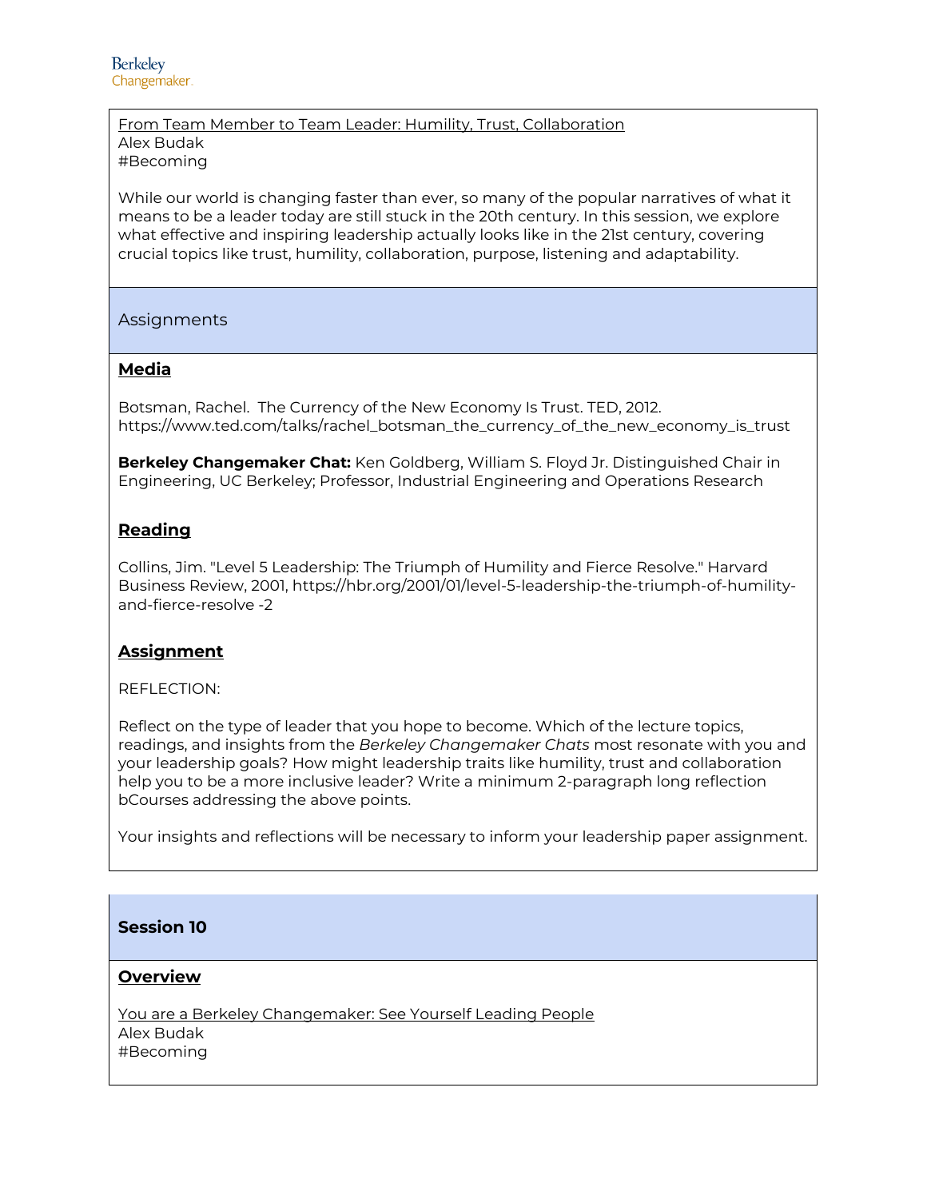From Team Member to Team Leader: Humility, Trust, Collaboration
Alex Budak
#Becoming

While our world is changing faster than ever, so many of the popular narratives of what it means to be a leader today are still stuck in the 20th century. In this session, we explore what effective and inspiring leadership actually looks like in the 21st century, covering crucial topics like trust, humility, collaboration, purpose, listening and adaptability.

Assignments

**Media**

Botsman, Rachel. The Currency of the New Economy Is Trust. TED, 2012. https://www.ted.com/talks/rachel_botsman_the_currency_of_the_new_economy_is_trust

**Berkeley Changemaker Chat:** Ken Goldberg, William S. Floyd Jr. Distinguished Chair in Engineering, UC Berkeley; Professor, Industrial Engineering and Operations Research

**Reading**

Collins, Jim. "Level 5 Leadership: The Triumph of Humility and Fierce Resolve." Harvard Business Review, 2001, https://hbr.org/2001/01/level-5-leadership-the-triumph-of-humility-and-fierce-resolve -2

**Assignment**

REFLECTION:

Reflect on the type of leader that you hope to become. Which of the lecture topics, readings, and insights from the *Berkeley Changemaker Chats* most resonate with you and your leadership goals? How might leadership traits like humility, trust and collaboration help you to be a more inclusive leader? Write a minimum 2-paragraph long reflection bCourses addressing the above points.

Your insights and reflections will be necessary to inform your leadership paper assignment.

**Session 10**

**Overview**

You are a Berkeley Changemaker: See Yourself Leading People
Alex Budak
#Becoming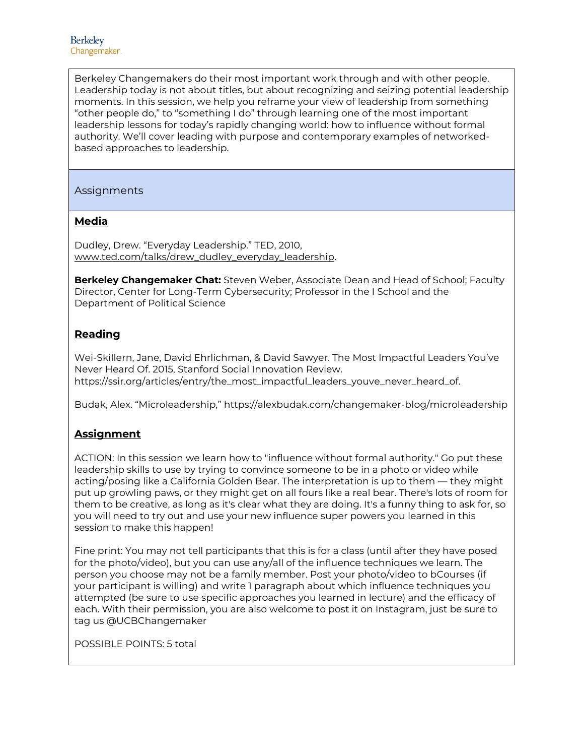Berkeley Changemakers do their most important work through and with other people. Leadership today is not about titles, but about recognizing and seizing potential leadership moments. In this session, we help you reframe your view of leadership from something "other people do," to "something I do" through learning one of the most important leadership lessons for today's rapidly changing world: how to influence without formal authority. We'll cover leading with purpose and contemporary examples of networked-based approaches to leadership.

## Assignments

### Media

Dudley, Drew. "Everyday Leadership." TED, 2010, www.ted.com/talks/drew_dudley_everyday_leadership.

**Berkeley Changemaker Chat:** Steven Weber, Associate Dean and Head of School; Faculty Director, Center for Long-Term Cybersecurity; Professor in the I School and the Department of Political Science

### Reading

Wei-Skillern, Jane, David Ehrlichman, & David Sawyer. The Most Impactful Leaders You've Never Heard Of. 2015, Stanford Social Innovation Review. https://ssir.org/articles/entry/the_most_impactful_leaders_youve_never_heard_of.

Budak, Alex. "Microleadership," https://alexbudak.com/changemaker-blog/microleadership

### Assignment

ACTION: In this session we learn how to "influence without formal authority." Go put these leadership skills to use by trying to convince someone to be in a photo or video while acting/posing like a California Golden Bear. The interpretation is up to them — they might put up growling paws, or they might get on all fours like a real bear. There's lots of room for them to be creative, as long as it's clear what they are doing. It's a funny thing to ask for, so you will need to try out and use your new influence super powers you learned in this session to make this happen!

Fine print: You may not tell participants that this is for a class (until after they have posed for the photo/video), but you can use any/all of the influence techniques we learn. The person you choose may not be a family member. Post your photo/video to bCourses (if your participant is willing) and write 1 paragraph about which influence techniques you attempted (be sure to use specific approaches you learned in lecture) and the efficacy of each. With their permission, you are also welcome to post it on Instagram, just be sure to tag us @UCBChangemaker

POSSIBLE POINTS: 5 total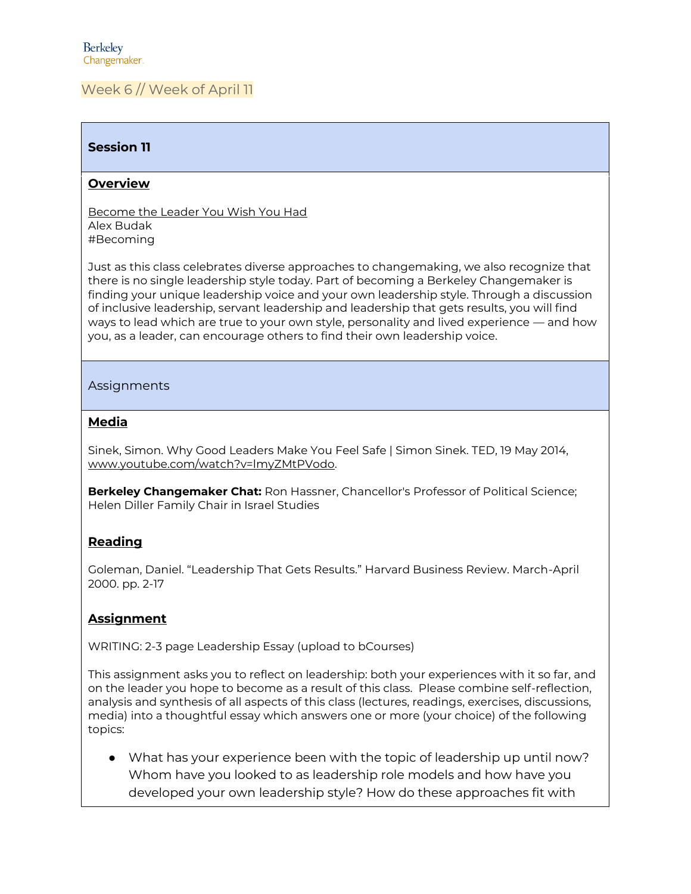Berkeley
Changemaker

## Week 6 // Week of April 11

### Session 11

**Overview**

Become the Leader You Wish You Had
Alex Budak
#Becoming

Just as this class celebrates diverse approaches to changemaking, we also recognize that there is no single leadership style today. Part of becoming a Berkeley Changemaker is finding your unique leadership voice and your own leadership style. Through a discussion of inclusive leadership, servant leadership and leadership that gets results, you will find ways to lead which are true to your own style, personality and lived experience — and how you, as a leader, can encourage others to find their own leadership voice.

### Assignments

**Media**

Sinek, Simon. Why Good Leaders Make You Feel Safe | Simon Sinek. TED, 19 May 2014, www.youtube.com/watch?v=lmyZMtPVodo.

**Berkeley Changemaker Chat:** Ron Hassner, Chancellor's Professor of Political Science; Helen Diller Family Chair in Israel Studies

**Reading**

Goleman, Daniel. "Leadership That Gets Results." Harvard Business Review. March-April 2000. pp. 2-17

**Assignment**

WRITING: 2-3 page Leadership Essay (upload to bCourses)

This assignment asks you to reflect on leadership: both your experiences with it so far, and on the leader you hope to become as a result of this class. Please combine self-reflection, analysis and synthesis of all aspects of this class (lectures, readings, exercises, discussions, media) into a thoughtful essay which answers one or more (your choice) of the following topics:

- What has your experience been with the topic of leadership up until now? Whom have you looked to as leadership role models and how have you developed your own leadership style? How do these approaches fit with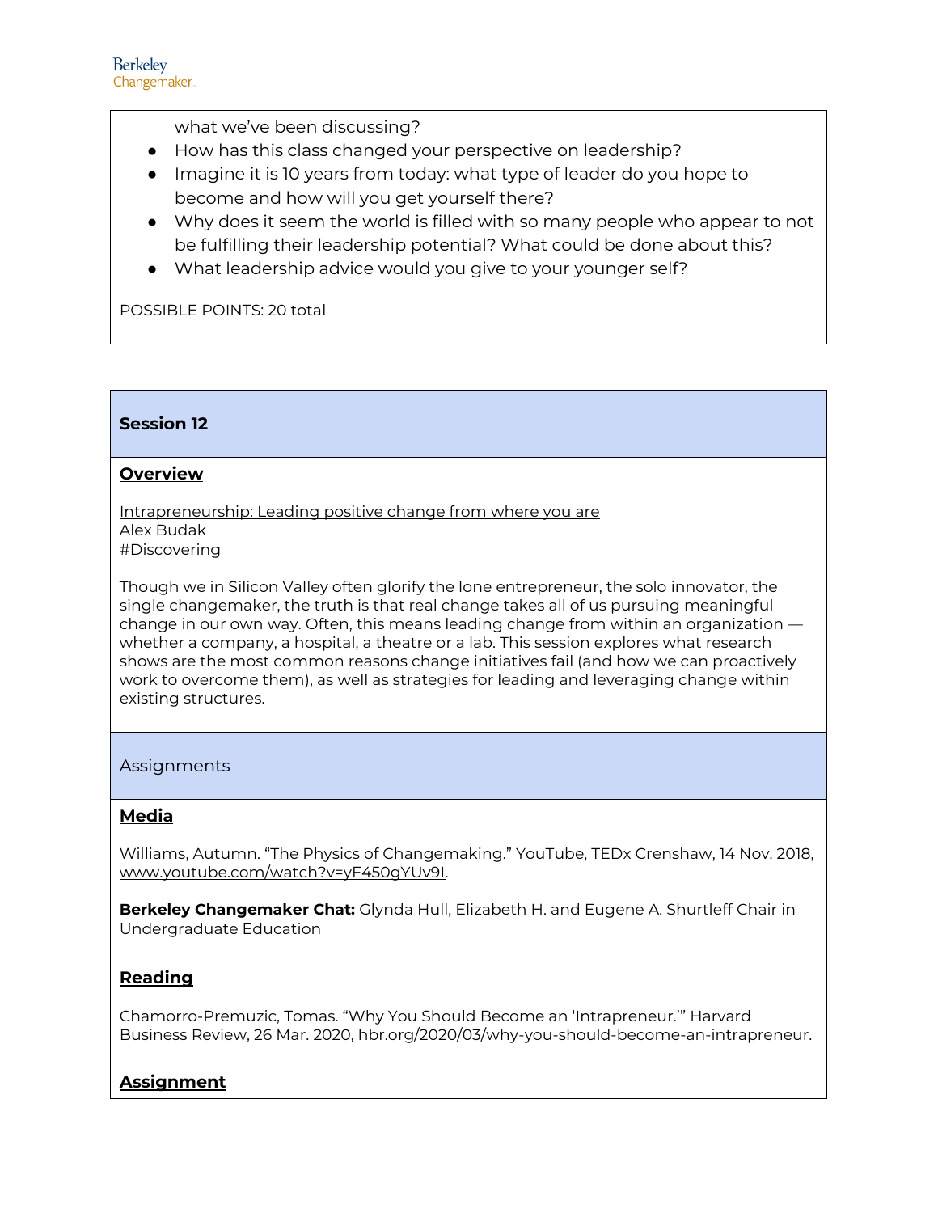what we've been discussing?

- How has this class changed your perspective on leadership?
- Imagine it is 10 years from today: what type of leader do you hope to become and how will you get yourself there?
- Why does it seem the world is filled with so many people who appear to not be fulfilling their leadership potential? What could be done about this?
- What leadership advice would you give to your younger self?

POSSIBLE POINTS: 20 total

## Session 12

**Overview**

Intrapreneurship: Leading positive change from where you are
Alex Budak
#Discovering

Though we in Silicon Valley often glorify the lone entrepreneur, the solo innovator, the single changemaker, the truth is that real change takes all of us pursuing meaningful change in our own way. Often, this means leading change from within an organization — whether a company, a hospital, a theatre or a lab. This session explores what research shows are the most common reasons change initiatives fail (and how we can proactively work to overcome them), as well as strategies for leading and leveraging change within existing structures.

### Assignments

**Media**

Williams, Autumn. "The Physics of Changemaking." YouTube, TEDx Crenshaw, 14 Nov. 2018, www.youtube.com/watch?v=yF450gYUv9I.

**Berkeley Changemaker Chat:** Glynda Hull, Elizabeth H. and Eugene A. Shurtleff Chair in Undergraduate Education

**Reading**

Chamorro-Premuzic, Tomas. "Why You Should Become an 'Intrapreneur.'" Harvard Business Review, 26 Mar. 2020, hbr.org/2020/03/why-you-should-become-an-intrapreneur.

**Assignment**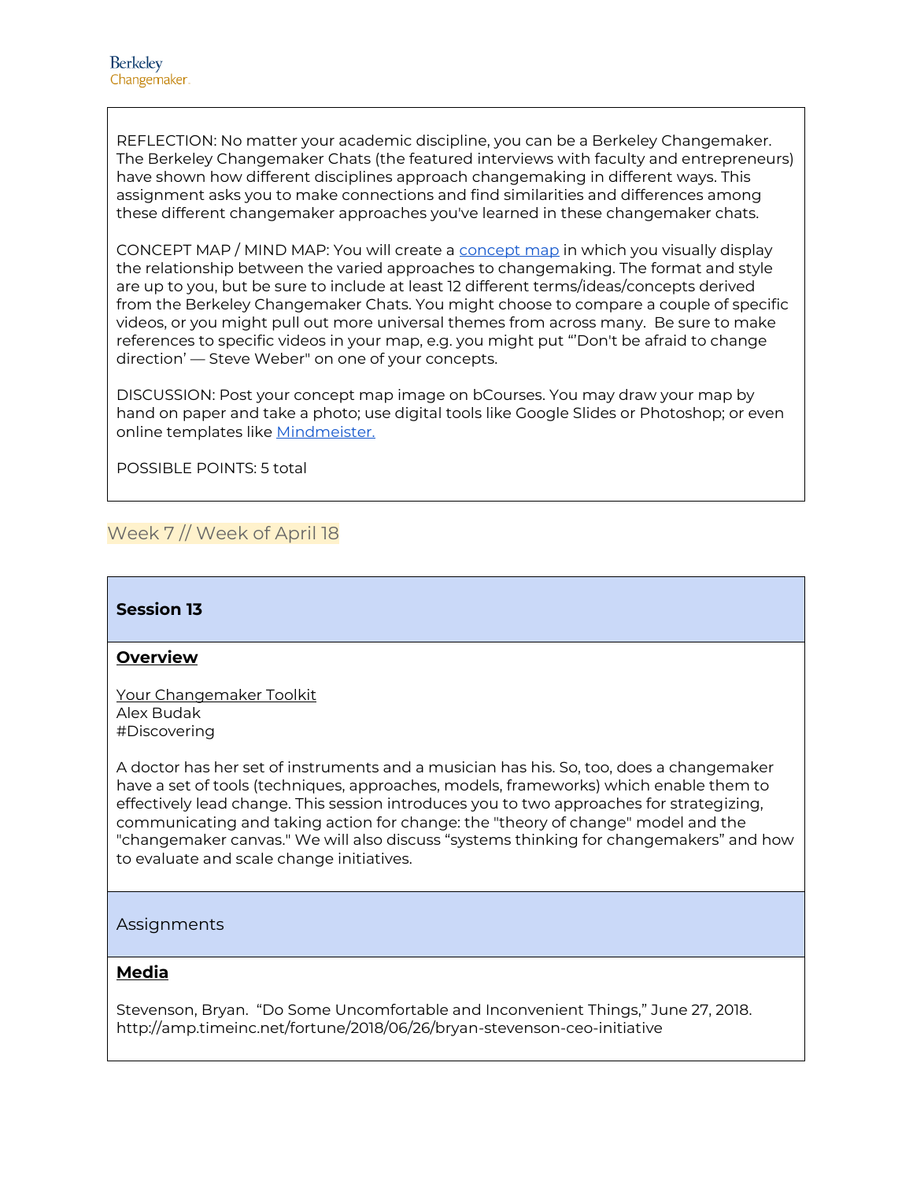REFLECTION: No matter your academic discipline, you can be a Berkeley Changemaker. The Berkeley Changemaker Chats (the featured interviews with faculty and entrepreneurs) have shown how different disciplines approach changemaking in different ways. This assignment asks you to make connections and find similarities and differences among these different changemaker approaches you've learned in these changemaker chats.

CONCEPT MAP / MIND MAP: You will create a concept map in which you visually display the relationship between the varied approaches to changemaking. The format and style are up to you, but be sure to include at least 12 different terms/ideas/concepts derived from the Berkeley Changemaker Chats. You might choose to compare a couple of specific videos, or you might pull out more universal themes from across many. Be sure to make references to specific videos in your map, e.g. you might put "'Don't be afraid to change direction' — Steve Weber" on one of your concepts.

DISCUSSION: Post your concept map image on bCourses. You may draw your map by hand on paper and take a photo; use digital tools like Google Slides or Photoshop; or even online templates like Mindmeister.

POSSIBLE POINTS: 5 total

## Week 7 // Week of April 18

### Session 13

**Overview**

Your Changemaker Toolkit
Alex Budak
#Discovering

A doctor has her set of instruments and a musician has his. So, too, does a changemaker have a set of tools (techniques, approaches, models, frameworks) which enable them to effectively lead change. This session introduces you to two approaches for strategizing, communicating and taking action for change: the "theory of change" model and the "changemaker canvas." We will also discuss "systems thinking for changemakers" and how to evaluate and scale change initiatives.

### Assignments

**Media**

Stevenson, Bryan. "Do Some Uncomfortable and Inconvenient Things," June 27, 2018. http://amp.timeinc.net/fortune/2018/06/26/bryan-stevenson-ceo-initiative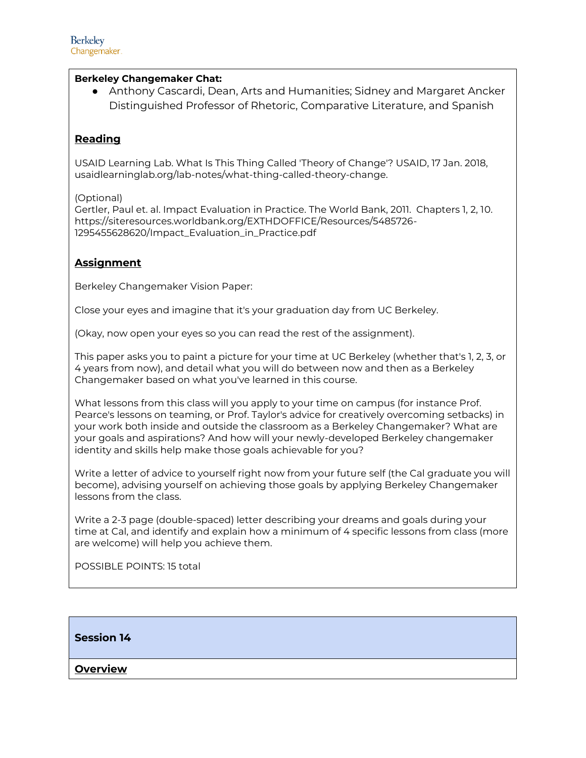**Berkeley Changemaker Chat:**

- Anthony Cascardi, Dean, Arts and Humanities; Sidney and Margaret Ancker Distinguished Professor of Rhetoric, Comparative Literature, and Spanish

**Reading**

USAID Learning Lab. What Is This Thing Called 'Theory of Change'? USAID, 17 Jan. 2018, usaidlearninglab.org/lab-notes/what-thing-called-theory-change.

(Optional)
Gertler, Paul et. al. Impact Evaluation in Practice. The World Bank, 2011. Chapters 1, 2, 10. https://siteresources.worldbank.org/EXTHDOFFICE/Resources/5485726-1295455628620/Impact_Evaluation_in_Practice.pdf

**Assignment**

Berkeley Changemaker Vision Paper:

Close your eyes and imagine that it's your graduation day from UC Berkeley.

(Okay, now open your eyes so you can read the rest of the assignment).

This paper asks you to paint a picture for your time at UC Berkeley (whether that's 1, 2, 3, or 4 years from now), and detail what you will do between now and then as a Berkeley Changemaker based on what you've learned in this course.

What lessons from this class will you apply to your time on campus (for instance Prof. Pearce's lessons on teaming, or Prof. Taylor's advice for creatively overcoming setbacks) in your work both inside and outside the classroom as a Berkeley Changemaker? What are your goals and aspirations? And how will your newly-developed Berkeley changemaker identity and skills help make those goals achievable for you?

Write a letter of advice to yourself right now from your future self (the Cal graduate you will become), advising yourself on achieving those goals by applying Berkeley Changemaker lessons from the class.

Write a 2-3 page (double-spaced) letter describing your dreams and goals during your time at Cal, and identify and explain how a minimum of 4 specific lessons from class (more are welcome) will help you achieve them.

POSSIBLE POINTS: 15 total

## Session 14

**Overview**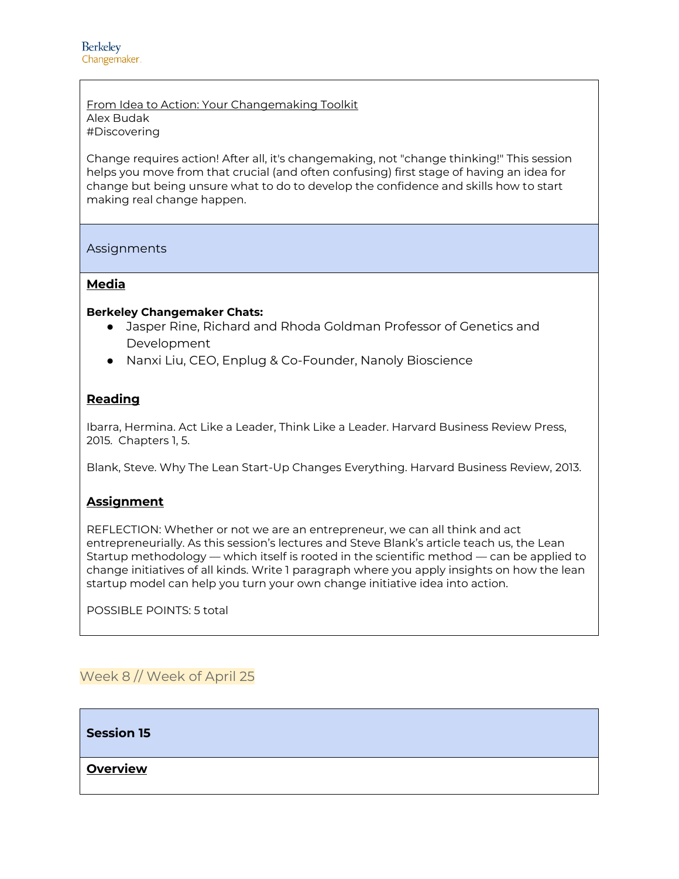From Idea to Action: Your Changemaking Toolkit
Alex Budak
#Discovering

Change requires action! After all, it's changemaking, not "change thinking!" This session helps you move from that crucial (and often confusing) first stage of having an idea for change but being unsure what to do to develop the confidence and skills how to start making real change happen.

Assignments

**Media**

**Berkeley Changemaker Chats:**

- Jasper Rine, Richard and Rhoda Goldman Professor of Genetics and Development
- Nanxi Liu, CEO, Enplug & Co-Founder, Nanoly Bioscience

**Reading**

Ibarra, Hermina. Act Like a Leader, Think Like a Leader. Harvard Business Review Press, 2015. Chapters 1, 5.

Blank, Steve. Why The Lean Start-Up Changes Everything. Harvard Business Review, 2013.

**Assignment**

REFLECTION: Whether or not we are an entrepreneur, we can all think and act entrepreneurially. As this session's lectures and Steve Blank's article teach us, the Lean Startup methodology — which itself is rooted in the scientific method — can be applied to change initiatives of all kinds. Write 1 paragraph where you apply insights on how the lean startup model can help you turn your own change initiative idea into action.

POSSIBLE POINTS: 5 total

## Week 8 // Week of April 25

**Session 15**

**Overview**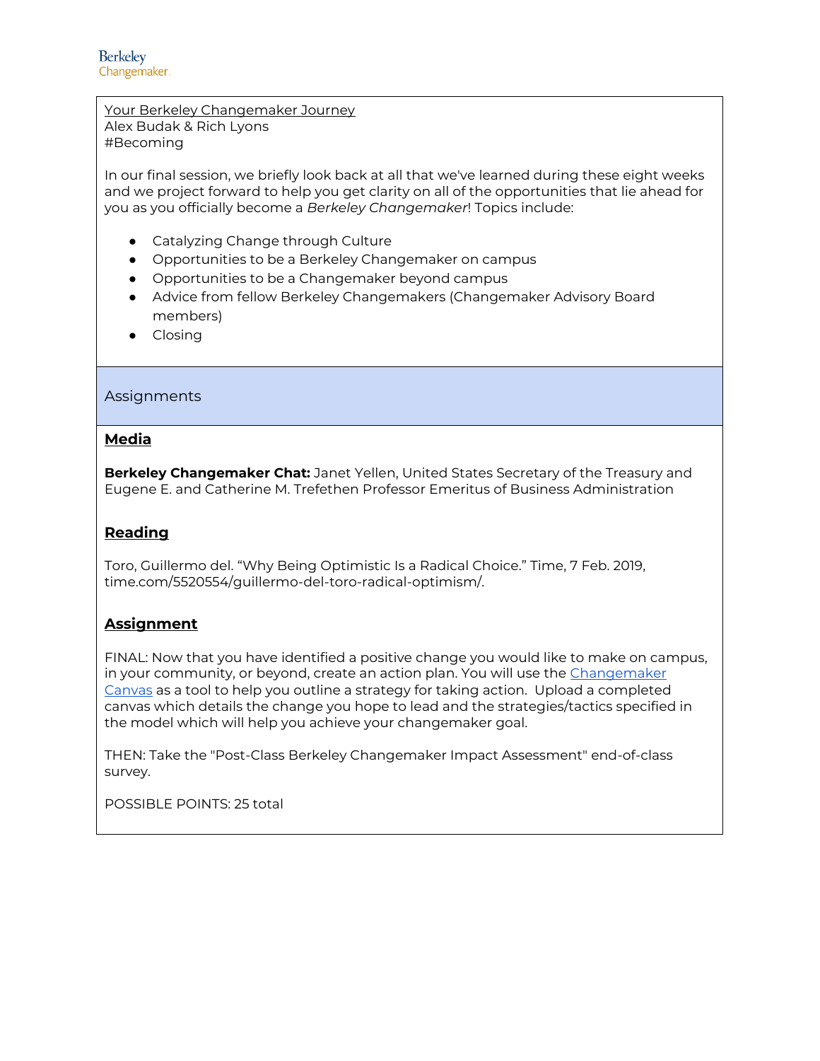Your Berkeley Changemaker Journey
Alex Budak & Rich Lyons
#Becoming

In our final session, we briefly look back at all that we've learned during these eight weeks and we project forward to help you get clarity on all of the opportunities that lie ahead for you as you officially become a *Berkeley Changemaker*! Topics include:

- Catalyzing Change through Culture
- Opportunities to be a Berkeley Changemaker on campus
- Opportunities to be a Changemaker beyond campus
- Advice from fellow Berkeley Changemakers (Changemaker Advisory Board members)
- Closing

## Assignments

### Media

**Berkeley Changemaker Chat:** Janet Yellen, United States Secretary of the Treasury and Eugene E. and Catherine M. Trefethen Professor Emeritus of Business Administration

### Reading

Toro, Guillermo del. "Why Being Optimistic Is a Radical Choice." Time, 7 Feb. 2019, time.com/5520554/guillermo-del-toro-radical-optimism/.

### Assignment

FINAL: Now that you have identified a positive change you would like to make on campus, in your community, or beyond, create an action plan. You will use the Changemaker Canvas as a tool to help you outline a strategy for taking action. Upload a completed canvas which details the change you hope to lead and the strategies/tactics specified in the model which will help you achieve your changemaker goal.

THEN: Take the "Post-Class Berkeley Changemaker Impact Assessment" end-of-class survey.

POSSIBLE POINTS: 25 total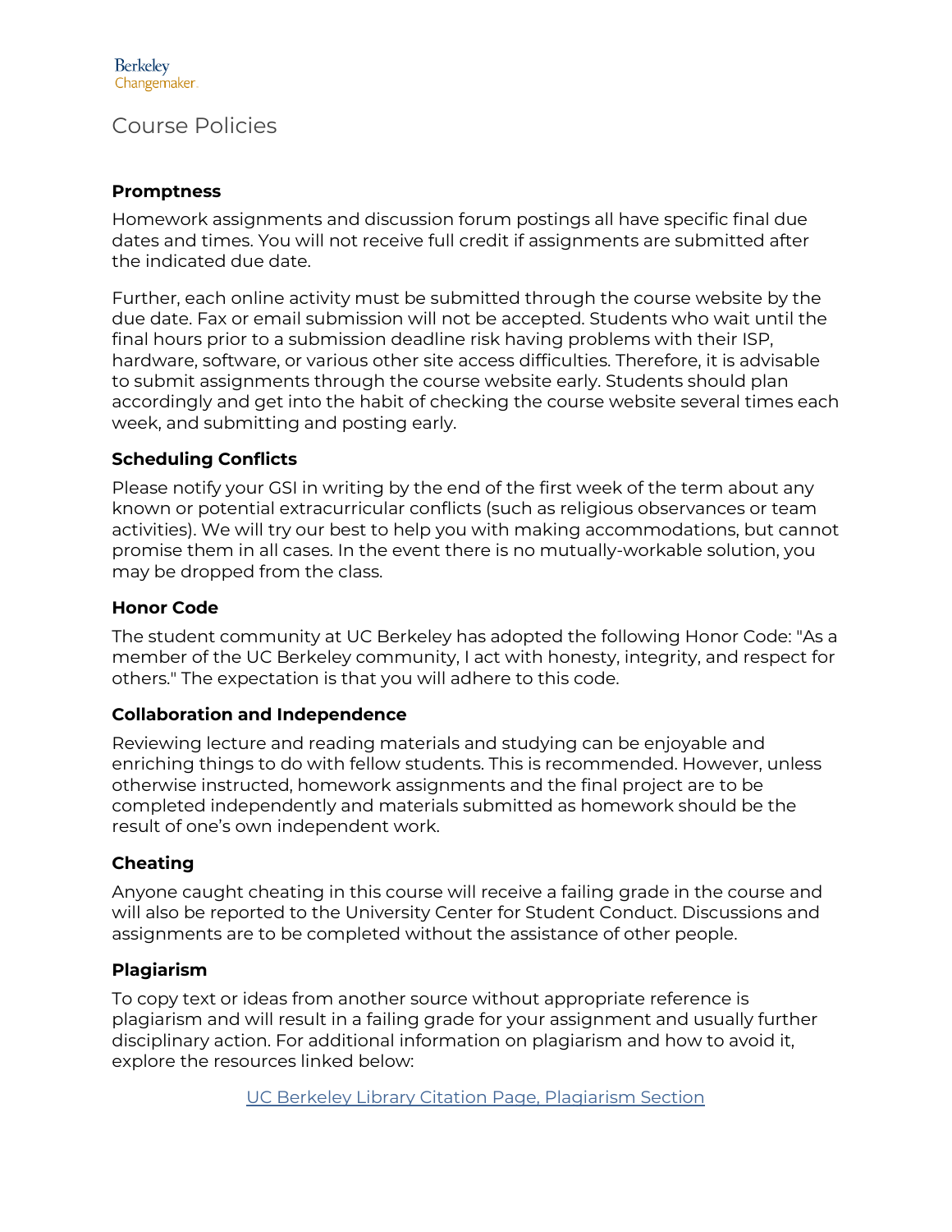Berkeley
Changemaker

# Course Policies

### Promptness

Homework assignments and discussion forum postings all have specific final due dates and times. You will not receive full credit if assignments are submitted after the indicated due date.

Further, each online activity must be submitted through the course website by the due date. Fax or email submission will not be accepted. Students who wait until the final hours prior to a submission deadline risk having problems with their ISP, hardware, software, or various other site access difficulties. Therefore, it is advisable to submit assignments through the course website early. Students should plan accordingly and get into the habit of checking the course website several times each week, and submitting and posting early.

### Scheduling Conflicts

Please notify your GSI in writing by the end of the first week of the term about any known or potential extracurricular conflicts (such as religious observances or team activities). We will try our best to help you with making accommodations, but cannot promise them in all cases. In the event there is no mutually-workable solution, you may be dropped from the class.

### Honor Code

The student community at UC Berkeley has adopted the following Honor Code: "As a member of the UC Berkeley community, I act with honesty, integrity, and respect for others." The expectation is that you will adhere to this code.

### Collaboration and Independence

Reviewing lecture and reading materials and studying can be enjoyable and enriching things to do with fellow students. This is recommended. However, unless otherwise instructed, homework assignments and the final project are to be completed independently and materials submitted as homework should be the result of one's own independent work.

### Cheating

Anyone caught cheating in this course will receive a failing grade in the course and will also be reported to the University Center for Student Conduct. Discussions and assignments are to be completed without the assistance of other people.

### Plagiarism

To copy text or ideas from another source without appropriate reference is plagiarism and will result in a failing grade for your assignment and usually further disciplinary action. For additional information on plagiarism and how to avoid it, explore the resources linked below:

UC Berkeley Library Citation Page, Plagiarism Section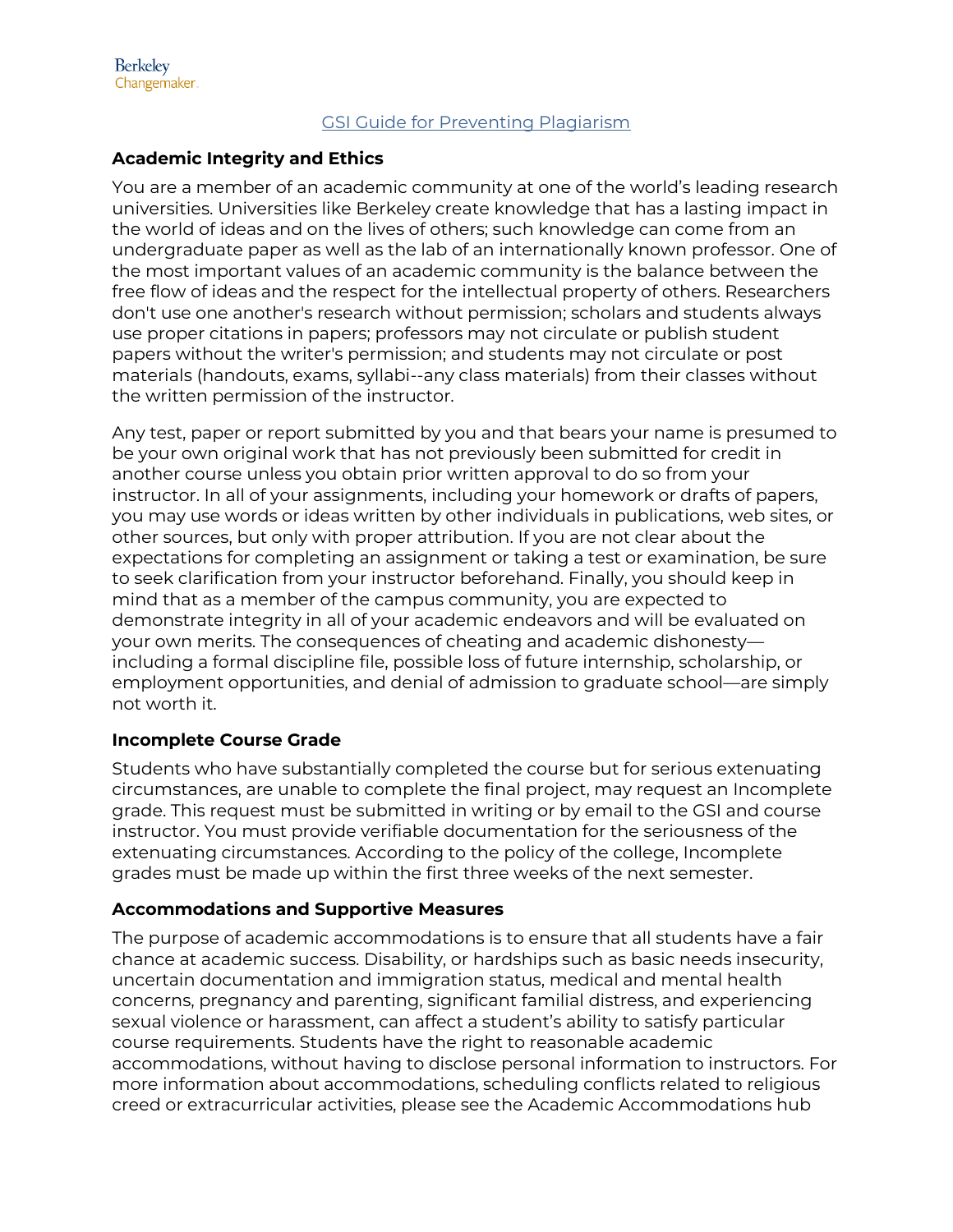Berkeley
Changemaker

[GSI Guide for Preventing Plagiarism]

**Academic Integrity and Ethics**

You are a member of an academic community at one of the world's leading research universities. Universities like Berkeley create knowledge that has a lasting impact in the world of ideas and on the lives of others; such knowledge can come from an undergraduate paper as well as the lab of an internationally known professor. One of the most important values of an academic community is the balance between the free flow of ideas and the respect for the intellectual property of others. Researchers don't use one another's research without permission; scholars and students always use proper citations in papers; professors may not circulate or publish student papers without the writer's permission; and students may not circulate or post materials (handouts, exams, syllabi--any class materials) from their classes without the written permission of the instructor.

Any test, paper or report submitted by you and that bears your name is presumed to be your own original work that has not previously been submitted for credit in another course unless you obtain prior written approval to do so from your instructor. In all of your assignments, including your homework or drafts of papers, you may use words or ideas written by other individuals in publications, web sites, or other sources, but only with proper attribution. If you are not clear about the expectations for completing an assignment or taking a test or examination, be sure to seek clarification from your instructor beforehand. Finally, you should keep in mind that as a member of the campus community, you are expected to demonstrate integrity in all of your academic endeavors and will be evaluated on your own merits. The consequences of cheating and academic dishonesty—including a formal discipline file, possible loss of future internship, scholarship, or employment opportunities, and denial of admission to graduate school—are simply not worth it.

**Incomplete Course Grade**

Students who have substantially completed the course but for serious extenuating circumstances, are unable to complete the final project, may request an Incomplete grade. This request must be submitted in writing or by email to the GSI and course instructor. You must provide verifiable documentation for the seriousness of the extenuating circumstances. According to the policy of the college, Incomplete grades must be made up within the first three weeks of the next semester.

**Accommodations and Supportive Measures**

The purpose of academic accommodations is to ensure that all students have a fair chance at academic success. Disability, or hardships such as basic needs insecurity, uncertain documentation and immigration status, medical and mental health concerns, pregnancy and parenting, significant familial distress, and experiencing sexual violence or harassment, can affect a student's ability to satisfy particular course requirements. Students have the right to reasonable academic accommodations, without having to disclose personal information to instructors. For more information about accommodations, scheduling conflicts related to religious creed or extracurricular activities, please see the Academic Accommodations hub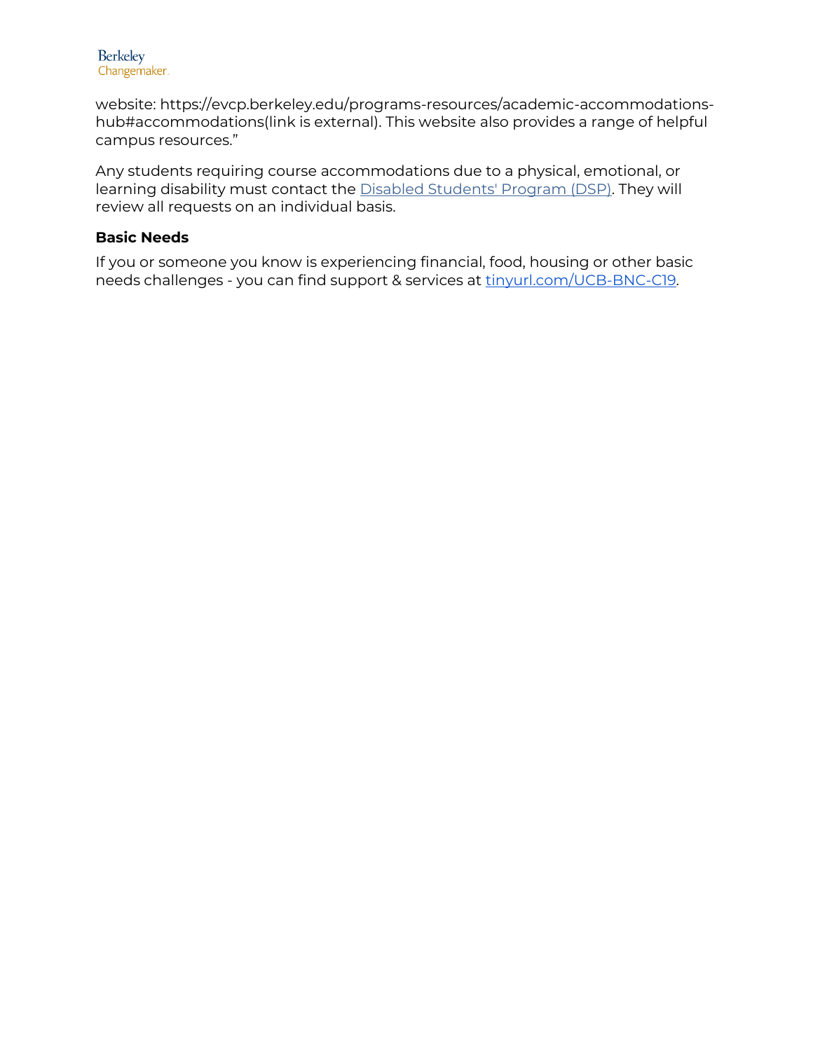website: https://evcp.berkeley.edu/programs-resources/academic-accommodations-hub#accommodations(link is external). This website also provides a range of helpful campus resources."

Any students requiring course accommodations due to a physical, emotional, or learning disability must contact the Disabled Students' Program (DSP). They will review all requests on an individual basis.

**Basic Needs**

If you or someone you know is experiencing financial, food, housing or other basic needs challenges - you can find support & services at tinyurl.com/UCB-BNC-C19.